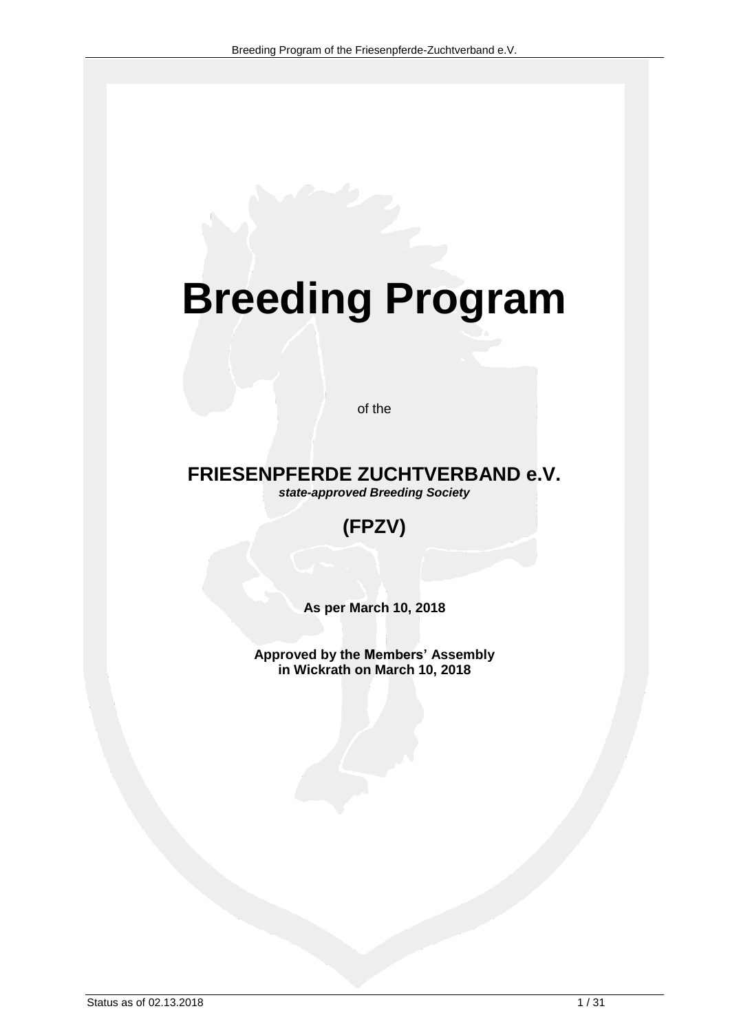# Breeding Program

of the

## FRIESENPFERDE ZUCHTVERBAND e.V.

***state-approved Breeding Society***

## (FPZV)

**As per March 10, 2018**

**Approved by the Members' Assembly**
**in Wickrath on March 10, 2018**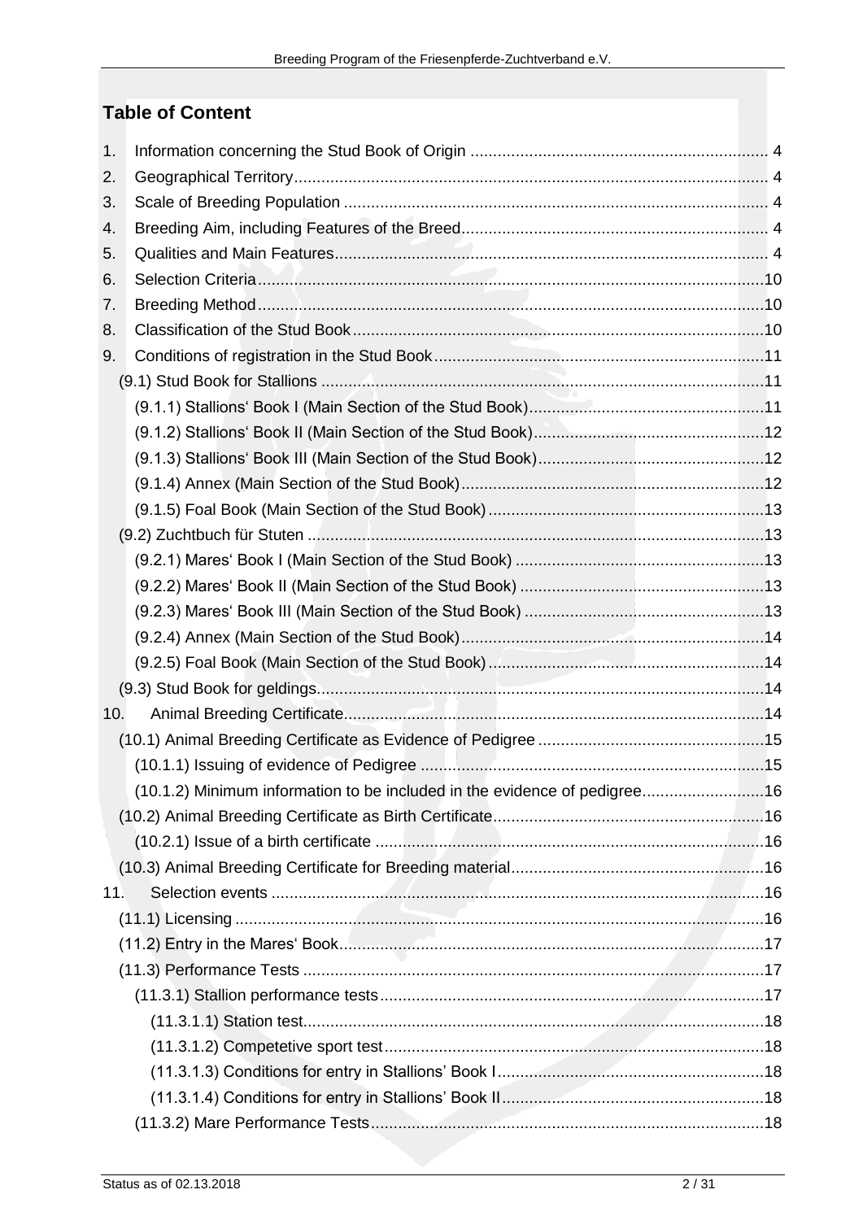## Table of Content

1. Information concerning the Stud Book of Origin ..... 4
2. Geographical Territory ..... 4
3. Scale of Breeding Population ..... 4
4. Breeding Aim, including Features of the Breed ..... 4
5. Qualities and Main Features ..... 4
6. Selection Criteria ..... 10
7. Breeding Method ..... 10
8. Classification of the Stud Book ..... 10
9. Conditions of registration in the Stud Book ..... 11
   - (9.1) Stud Book for Stallions ..... 11
     - (9.1.1) Stallions' Book I (Main Section of the Stud Book) ..... 11
     - (9.1.2) Stallions' Book II (Main Section of the Stud Book) ..... 12
     - (9.1.3) Stallions' Book III (Main Section of the Stud Book) ..... 12
     - (9.1.4) Annex (Main Section of the Stud Book) ..... 12
     - (9.1.5) Foal Book (Main Section of the Stud Book) ..... 13
   - (9.2) Zuchtbuch für Stuten ..... 13
     - (9.2.1) Mares' Book I (Main Section of the Stud Book) ..... 13
     - (9.2.2) Mares' Book II (Main Section of the Stud Book) ..... 13
     - (9.2.3) Mares' Book III (Main Section of the Stud Book) ..... 13
     - (9.2.4) Annex (Main Section of the Stud Book) ..... 14
     - (9.2.5) Foal Book (Main Section of the Stud Book) ..... 14
   - (9.3) Stud Book for geldings ..... 14
10. Animal Breeding Certificate ..... 14
    - (10.1) Animal Breeding Certificate as Evidence of Pedigree ..... 15
      - (10.1.1) Issuing of evidence of Pedigree ..... 15
      - (10.1.2) Minimum information to be included in the evidence of pedigree ..... 16
    - (10.2) Animal Breeding Certificate as Birth Certificate ..... 16
      - (10.2.1) Issue of a birth certificate ..... 16
    - (10.3) Animal Breeding Certificate for Breeding material ..... 16
11. Selection events ..... 16
    - (11.1) Licensing ..... 16
    - (11.2) Entry in the Mares' Book ..... 17
    - (11.3) Performance Tests ..... 17
      - (11.3.1) Stallion performance tests ..... 17
        - (11.3.1.1) Station test ..... 18
        - (11.3.1.2) Competetive sport test ..... 18
        - (11.3.1.3) Conditions for entry in Stallions' Book I ..... 18
        - (11.3.1.4) Conditions for entry in Stallions' Book II ..... 18
      - (11.3.2) Mare Performance Tests ..... 18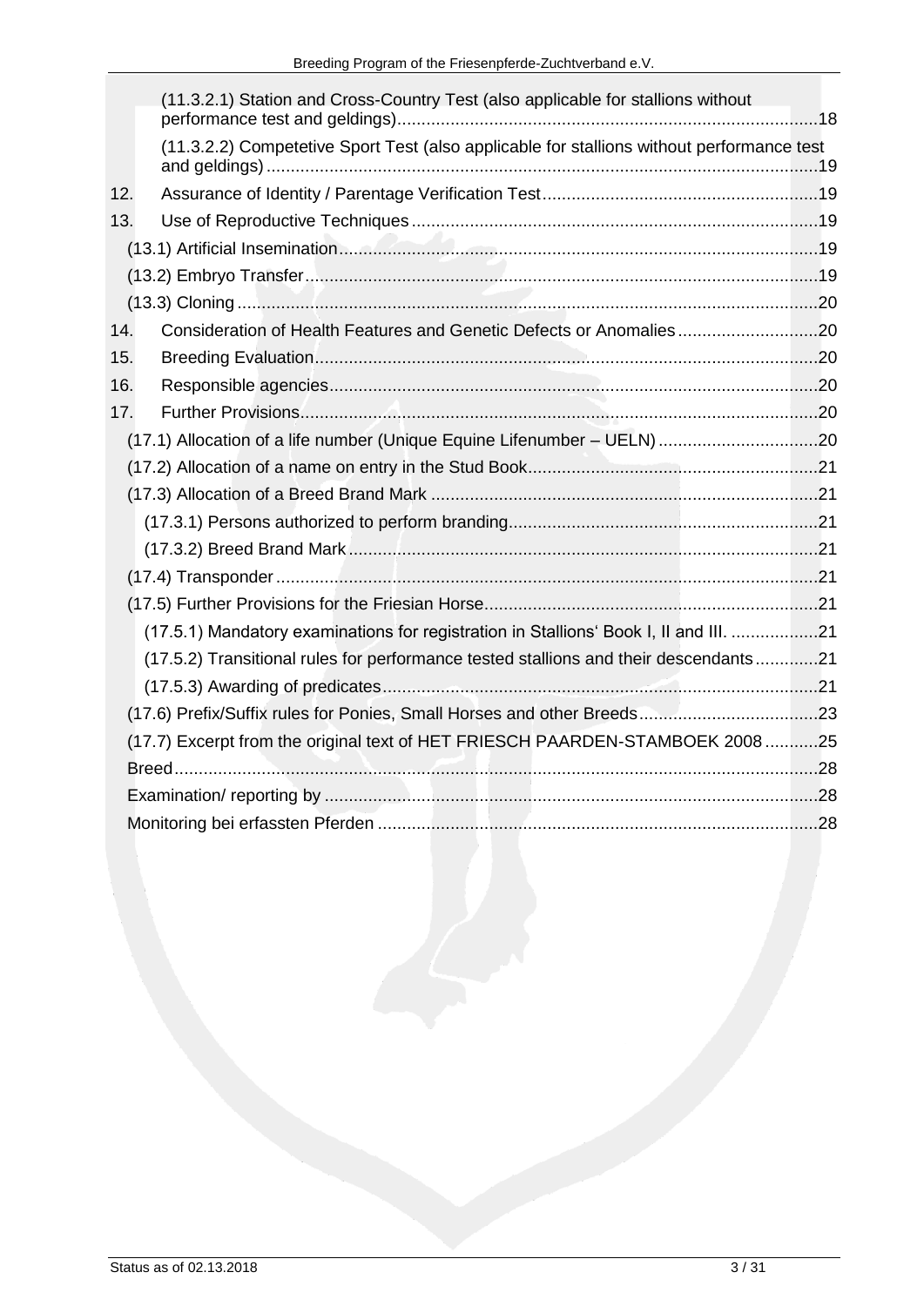(11.3.2.1) Station and Cross-Country Test (also applicable for stallions without performance test and geldings) ..... 18

(11.3.2.2) Competetive Sport Test (also applicable for stallions without performance test and geldings) ..... 19

12. Assurance of Identity / Parentage Verification Test ..... 19

13. Use of Reproductive Techniques ..... 19

(13.1) Artificial Insemination ..... 19

(13.2) Embryo Transfer ..... 19

(13.3) Cloning ..... 20

14. Consideration of Health Features and Genetic Defects or Anomalies ..... 20

15. Breeding Evaluation ..... 20

16. Responsible agencies ..... 20

17. Further Provisions ..... 20

(17.1) Allocation of a life number (Unique Equine Lifenumber – UELN) ..... 20

(17.2) Allocation of a name on entry in the Stud Book ..... 21

(17.3) Allocation of a Breed Brand Mark ..... 21

(17.3.1) Persons authorized to perform branding ..... 21

(17.3.2) Breed Brand Mark ..... 21

(17.4) Transponder ..... 21

(17.5) Further Provisions for the Friesian Horse ..... 21

(17.5.1) Mandatory examinations for registration in Stallions' Book I, II and III. ..... 21

(17.5.2) Transitional rules for performance tested stallions and their descendants ..... 21

(17.5.3) Awarding of predicates ..... 21

(17.6) Prefix/Suffix rules for Ponies, Small Horses and other Breeds ..... 23

(17.7) Excerpt from the original text of HET FRIESCH PAARDEN-STAMBOEK 2008 ..... 25

Breed ..... 28

Examination/ reporting by ..... 28

Monitoring bei erfassten Pferden ..... 28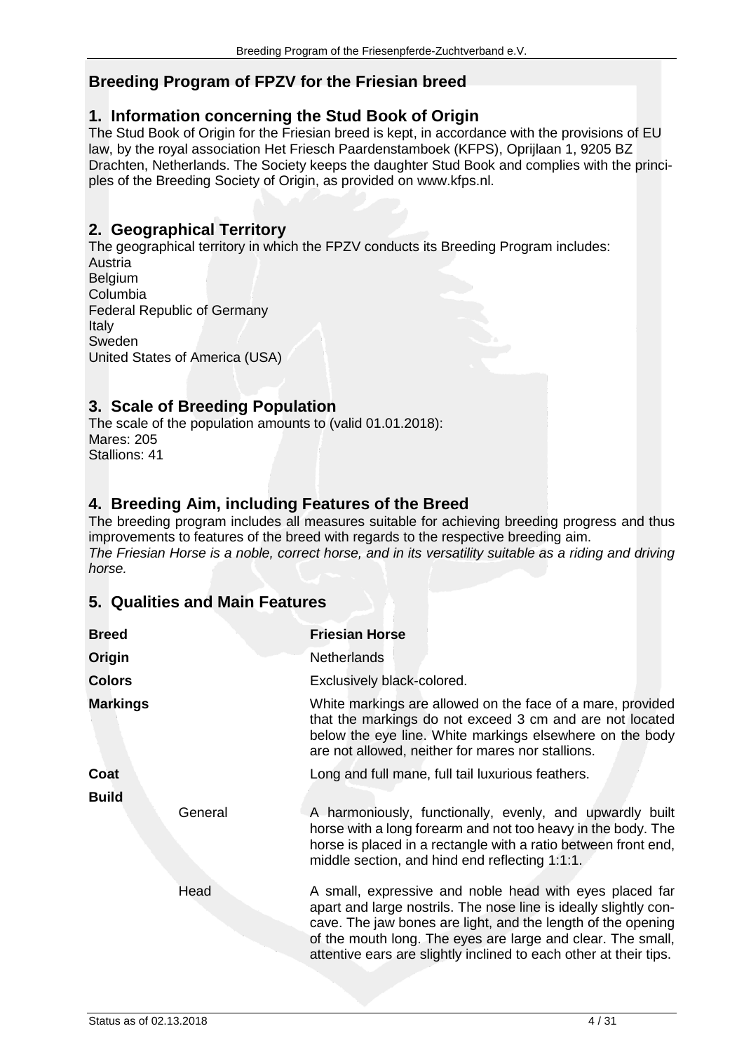## Breeding Program of FPZV for the Friesian breed

## 1. Information concerning the Stud Book of Origin

The Stud Book of Origin for the Friesian breed is kept, in accordance with the provisions of EU law, by the royal association Het Friesch Paardenstamboek (KFPS), Oprijlaan 1, 9205 BZ Drachten, Netherlands. The Society keeps the daughter Stud Book and complies with the principles of the Breeding Society of Origin, as provided on www.kfps.nl.

## 2. Geographical Territory

The geographical territory in which the FPZV conducts its Breeding Program includes:

Austria
Belgium
Columbia
Federal Republic of Germany
Italy
Sweden
United States of America (USA)

## 3. Scale of Breeding Population

The scale of the population amounts to (valid 01.01.2018):
Mares: 205
Stallions: 41

## 4. Breeding Aim, including Features of the Breed

The breeding program includes all measures suitable for achieving breeding progress and thus improvements to features of the breed with regards to the respective breeding aim.
*The Friesian Horse is a noble, correct horse, and in its versatility suitable as a riding and driving horse.*

## 5. Qualities and Main Features

| | | |
|---|---|---|
| **Breed** | | **Friesian Horse** |
| **Origin** | | Netherlands |
| **Colors** | | Exclusively black-colored. |
| **Markings** | | White markings are allowed on the face of a mare, provided that the markings do not exceed 3 cm and are not located below the eye line. White markings elsewhere on the body are not allowed, neither for mares nor stallions. |
| **Coat** | | Long and full mane, full tail luxurious feathers. |
| **Build** | General | A harmoniously, functionally, evenly, and upwardly built horse with a long forearm and not too heavy in the body. The horse is placed in a rectangle with a ratio between front end, middle section, and hind end reflecting 1:1:1. |
| | Head | A small, expressive and noble head with eyes placed far apart and large nostrils. The nose line is ideally slightly concave. The jaw bones are light, and the length of the opening of the mouth long. The eyes are large and clear. The small, attentive ears are slightly inclined to each other at their tips. |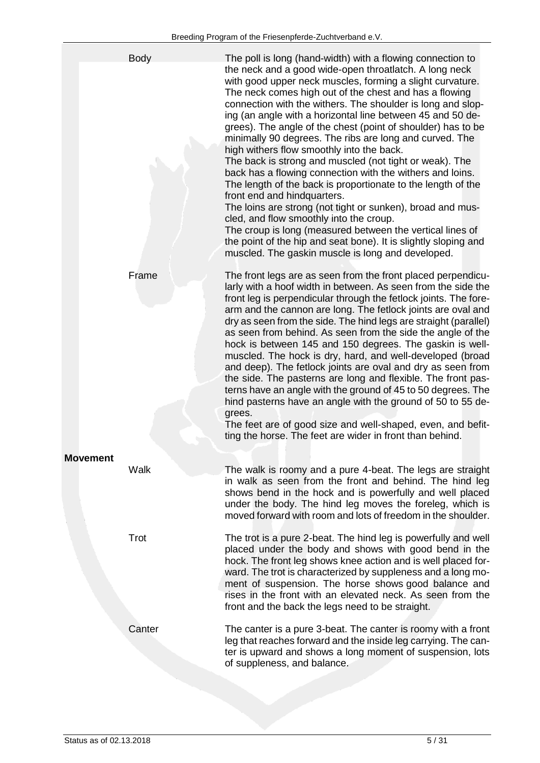**Body**

The poll is long (hand-width) with a flowing connection to the neck and a good wide-open throatlatch. A long neck with good upper neck muscles, forming a slight curvature. The neck comes high out of the chest and has a flowing connection with the withers. The shoulder is long and sloping (an angle with a horizontal line between 45 and 50 degrees). The angle of the chest (point of shoulder) has to be minimally 90 degrees. The ribs are long and curved. The high withers flow smoothly into the back.
The back is strong and muscled (not tight or weak). The back has a flowing connection with the withers and loins. The length of the back is proportionate to the length of the front end and hindquarters.
The loins are strong (not tight or sunken), broad and muscled, and flow smoothly into the croup.
The croup is long (measured between the vertical lines of the point of the hip and seat bone). It is slightly sloping and muscled. The gaskin muscle is long and developed.

**Frame**

The front legs are as seen from the front placed perpendicularly with a hoof width in between. As seen from the side the front leg is perpendicular through the fetlock joints. The forearm and the cannon are long. The fetlock joints are oval and dry as seen from the side. The hind legs are straight (parallel) as seen from behind. As seen from the side the angle of the hock is between 145 and 150 degrees. The gaskin is well-muscled. The hock is dry, hard, and well-developed (broad and deep). The fetlock joints are oval and dry as seen from the side. The pasterns are long and flexible. The front pasterns have an angle with the ground of 45 to 50 degrees. The hind pasterns have an angle with the ground of 50 to 55 degrees.
The feet are of good size and well-shaped, even, and befitting the horse. The feet are wider in front than behind.

## Movement

**Walk**

The walk is roomy and a pure 4-beat. The legs are straight in walk as seen from the front and behind. The hind leg shows bend in the hock and is powerfully and well placed under the body. The hind leg moves the foreleg, which is moved forward with room and lots of freedom in the shoulder.

**Trot**

The trot is a pure 2-beat. The hind leg is powerfully and well placed under the body and shows with good bend in the hock. The front leg shows knee action and is well placed forward. The trot is characterized by suppleness and a long moment of suspension. The horse shows good balance and rises in the front with an elevated neck. As seen from the front and the back the legs need to be straight.

**Canter**

The canter is a pure 3-beat. The canter is roomy with a front leg that reaches forward and the inside leg carrying. The canter is upward and shows a long moment of suspension, lots of suppleness, and balance.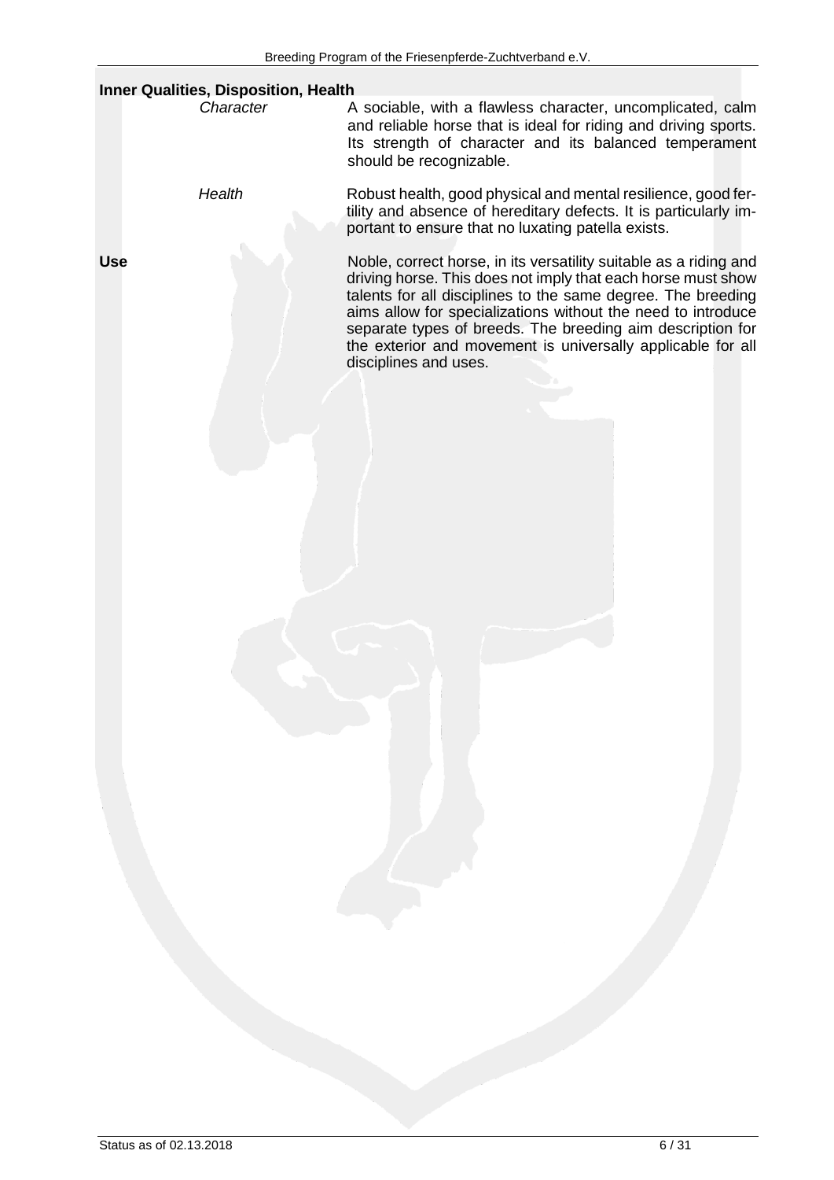**Inner Qualities, Disposition, Health**

*Character*

A sociable, with a flawless character, uncomplicated, calm and reliable horse that is ideal for riding and driving sports. Its strength of character and its balanced temperament should be recognizable.

*Health*

Robust health, good physical and mental resilience, good fertility and absence of hereditary defects. It is particularly important to ensure that no luxating patella exists.

**Use**

Noble, correct horse, in its versatility suitable as a riding and driving horse. This does not imply that each horse must show talents for all disciplines to the same degree. The breeding aims allow for specializations without the need to introduce separate types of breeds. The breeding aim description for the exterior and movement is universally applicable for all disciplines and uses.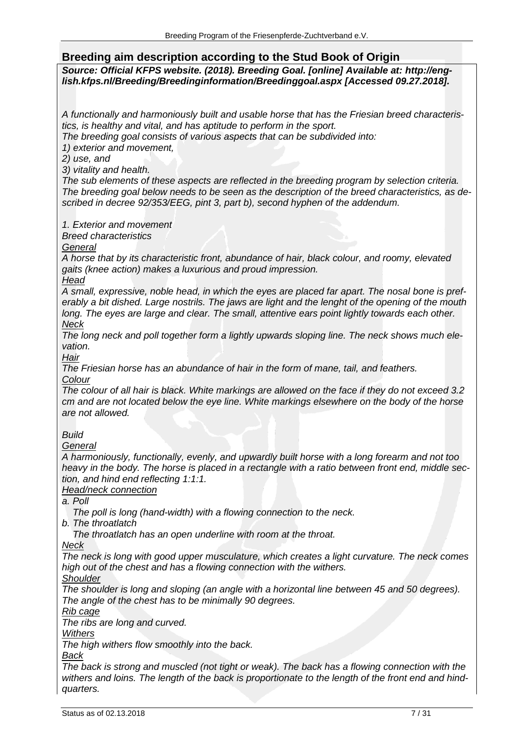## Breeding aim description according to the Stud Book of Origin

***Source: Official KFPS website. (2018). Breeding Goal. [online] Available at: http://english.kfps.nl/Breeding/Breedinginformation/Breedinggoal.aspx [Accessed 09.27.2018].***

*A functionally and harmoniously built and usable horse that has the Friesian breed characteristics, is healthy and vital, and has aptitude to perform in the sport.*
*The breeding goal consists of various aspects that can be subdivided into:*
*1) exterior and movement,*
*2) use, and*
*3) vitality and health.*
*The sub elements of these aspects are reflected in the breeding program by selection criteria. The breeding goal below needs to be seen as the description of the breed characteristics, as described in decree 92/353/EEG, pint 3, part b), second hyphen of the addendum.*

*1. Exterior and movement*
*Breed characteristics*
*<u>General</u>*
*A horse that by its characteristic front, abundance of hair, black colour, and roomy, elevated gaits (knee action) makes a luxurious and proud impression.*
*<u>Head</u>*
*A small, expressive, noble head, in which the eyes are placed far apart. The nosal bone is preferably a bit dished. Large nostrils. The jaws are light and the lenght of the opening of the mouth long. The eyes are large and clear. The small, attentive ears point lightly towards each other.*
*<u>Neck</u>*
*The long neck and poll together form a lightly upwards sloping line. The neck shows much elevation.*
*<u>Hair</u>*
*The Friesian horse has an abundance of hair in the form of mane, tail, and feathers.*
*<u>Colour</u>*
*The colour of all hair is black. White markings are allowed on the face if they do not exceed 3.2 cm and are not located below the eye line. White markings elsewhere on the body of the horse are not allowed.*

*Build*
*<u>General</u>*
*A harmoniously, functionally, evenly, and upwardly built horse with a long forearm and not too heavy in the body. The horse is placed in a rectangle with a ratio between front end, middle section, and hind end reflecting 1:1:1.*
*<u>Head/neck connection</u>*
*a. Poll*
*The poll is long (hand-width) with a flowing connection to the neck.*
*b. The throatlatch*
*The throatlatch has an open underline with room at the throat.*
*<u>Neck</u>*
*The neck is long with good upper musculature, which creates a light curvature. The neck comes high out of the chest and has a flowing connection with the withers.*
*<u>Shoulder</u>*
*The shoulder is long and sloping (an angle with a horizontal line between 45 and 50 degrees). The angle of the chest has to be minimally 90 degrees.*
*<u>Rib cage</u>*
*The ribs are long and curved.*
*<u>Withers</u>*
*The high withers flow smoothly into the back.*
*<u>Back</u>*
*The back is strong and muscled (not tight or weak). The back has a flowing connection with the withers and loins. The length of the back is proportionate to the length of the front end and hindquarters.*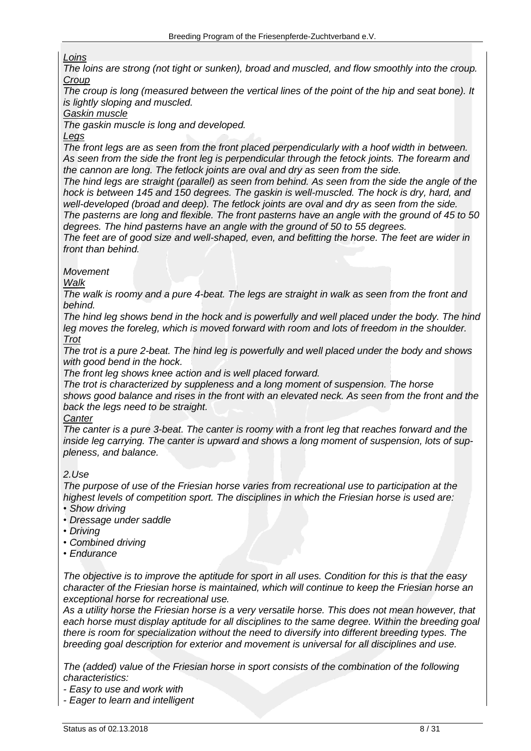*<u>Loins</u>*

*The loins are strong (not tight or sunken), broad and muscled, and flow smoothly into the croup.*

*<u>Croup</u>*

*The croup is long (measured between the vertical lines of the point of the hip and seat bone). It is lightly sloping and muscled.*

*<u>Gaskin muscle</u>*

*The gaskin muscle is long and developed.*

*<u>Legs</u>*

*The front legs are as seen from the front placed perpendicularly with a hoof width in between. As seen from the side the front leg is perpendicular through the fetock joints. The forearm and the cannon are long. The fetlock joints are oval and dry as seen from the side.*

*The hind legs are straight (parallel) as seen from behind. As seen from the side the angle of the hock is between 145 and 150 degrees. The gaskin is well-muscled. The hock is dry, hard, and well-developed (broad and deep). The fetlock joints are oval and dry as seen from the side.*

*The pasterns are long and flexible. The front pasterns have an angle with the ground of 45 to 50 degrees. The hind pasterns have an angle with the ground of 50 to 55 degrees.*

*The feet are of good size and well-shaped, even, and befitting the horse. The feet are wider in front than behind.*

*Movement*

*<u>Walk</u>*

*The walk is roomy and a pure 4-beat. The legs are straight in walk as seen from the front and behind.*

*The hind leg shows bend in the hock and is powerfully and well placed under the body. The hind leg moves the foreleg, which is moved forward with room and lots of freedom in the shoulder.*

*<u>Trot</u>*

*The trot is a pure 2-beat. The hind leg is powerfully and well placed under the body and shows with good bend in the hock.*

*The front leg shows knee action and is well placed forward.*

*The trot is characterized by suppleness and a long moment of suspension. The horse shows good balance and rises in the front with an elevated neck. As seen from the front and the back the legs need to be straight.*

*<u>Canter</u>*

*The canter is a pure 3-beat. The canter is roomy with a front leg that reaches forward and the inside leg carrying. The canter is upward and shows a long moment of suspension, lots of suppleness, and balance.*

*2.Use*

*The purpose of use of the Friesian horse varies from recreational use to participation at the highest levels of competition sport. The disciplines in which the Friesian horse is used are:*

- *Show driving*
- *Dressage under saddle*
- *Driving*
- *Combined driving*
- *Endurance*

*The objective is to improve the aptitude for sport in all uses. Condition for this is that the easy character of the Friesian horse is maintained, which will continue to keep the Friesian horse an exceptional horse for recreational use.*

*As a utility horse the Friesian horse is a very versatile horse. This does not mean however, that each horse must display aptitude for all disciplines to the same degree. Within the breeding goal there is room for specialization without the need to diversify into different breeding types. The breeding goal description for exterior and movement is universal for all disciplines and use.*

*The (added) value of the Friesian horse in sport consists of the combination of the following characteristics:*

- *Easy to use and work with*
- *Eager to learn and intelligent*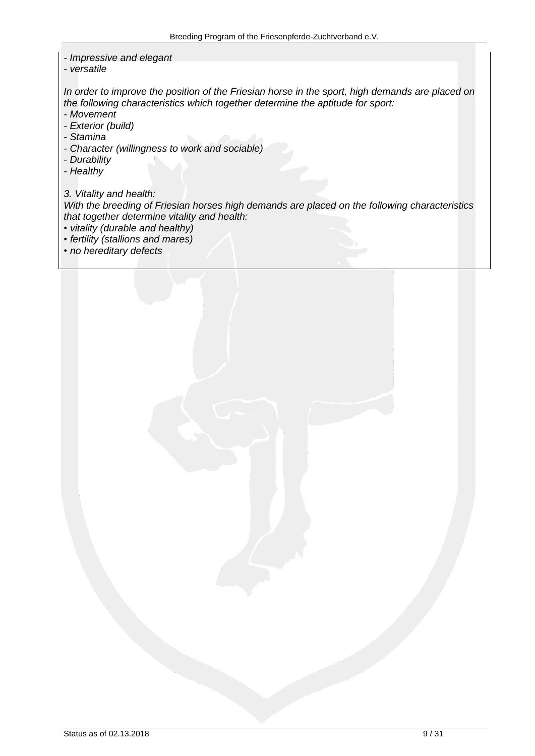*- Impressive and elegant*
*- versatile*

*In order to improve the position of the Friesian horse in the sport, high demands are placed on the following characteristics which together determine the aptitude for sport:*
*- Movement*
*- Exterior (build)*
*- Stamina*
*- Character (willingness to work and sociable)*
*- Durability*
*- Healthy*

*3. Vitality and health:*
*With the breeding of Friesian horses high demands are placed on the following characteristics that together determine vitality and health:*
*• vitality (durable and healthy)*
*• fertility (stallions and mares)*
*• no hereditary defects*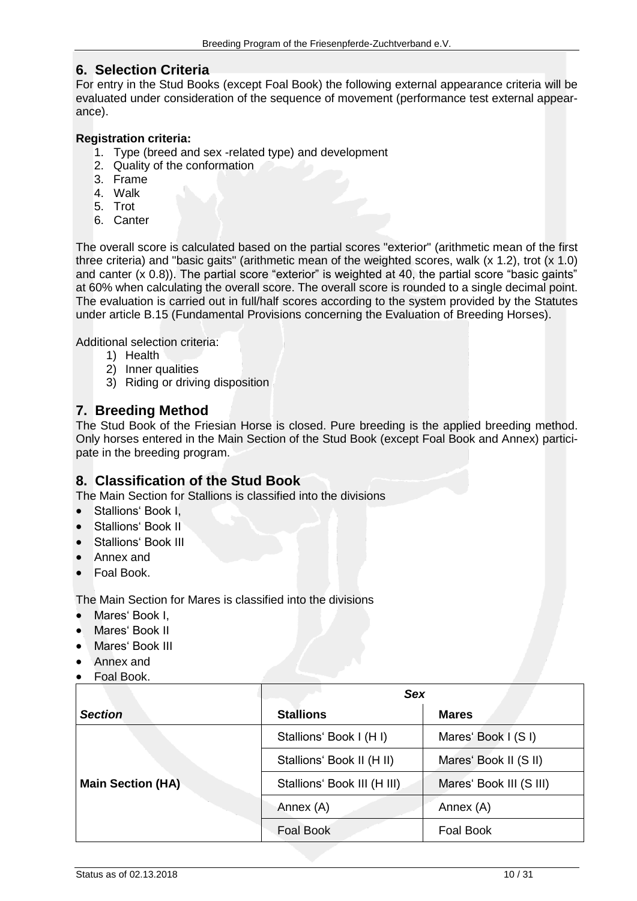## 6. Selection Criteria

For entry in the Stud Books (except Foal Book) the following external appearance criteria will be evaluated under consideration of the sequence of movement (performance test external appearance).

**Registration criteria:**

1. Type (breed and sex -related type) and development
2. Quality of the conformation
3. Frame
4. Walk
5. Trot
6. Canter

The overall score is calculated based on the partial scores "exterior" (arithmetic mean of the first three criteria) and "basic gaits" (arithmetic mean of the weighted scores, walk (x 1.2), trot (x 1.0) and canter (x 0.8)). The partial score "exterior" is weighted at 40, the partial score "basic gaints" at 60% when calculating the overall score. The overall score is rounded to a single decimal point. The evaluation is carried out in full/half scores according to the system provided by the Statutes under article B.15 (Fundamental Provisions concerning the Evaluation of Breeding Horses).

Additional selection criteria:

1) Health
2) Inner qualities
3) Riding or driving disposition

## 7. Breeding Method

The Stud Book of the Friesian Horse is closed. Pure breeding is the applied breeding method. Only horses entered in the Main Section of the Stud Book (except Foal Book and Annex) participate in the breeding program.

## 8. Classification of the Stud Book

The Main Section for Stallions is classified into the divisions

- Stallions' Book I,
- Stallions' Book II
- Stallions' Book III
- Annex and
- Foal Book.

The Main Section for Mares is classified into the divisions

- Mares' Book I,
- Mares' Book II
- Mares' Book III
- Annex and
- Foal Book.

| | *Sex* | |
|---|---|---|
| ***Section*** | **Stallions** | **Mares** |
| **Main Section (HA)** | Stallions' Book I (H I) | Mares' Book I (S I) |
| | Stallions' Book II (H II) | Mares' Book II (S II) |
| | Stallions' Book III (H III) | Mares' Book III (S III) |
| | Annex (A) | Annex (A) |
| | Foal Book | Foal Book |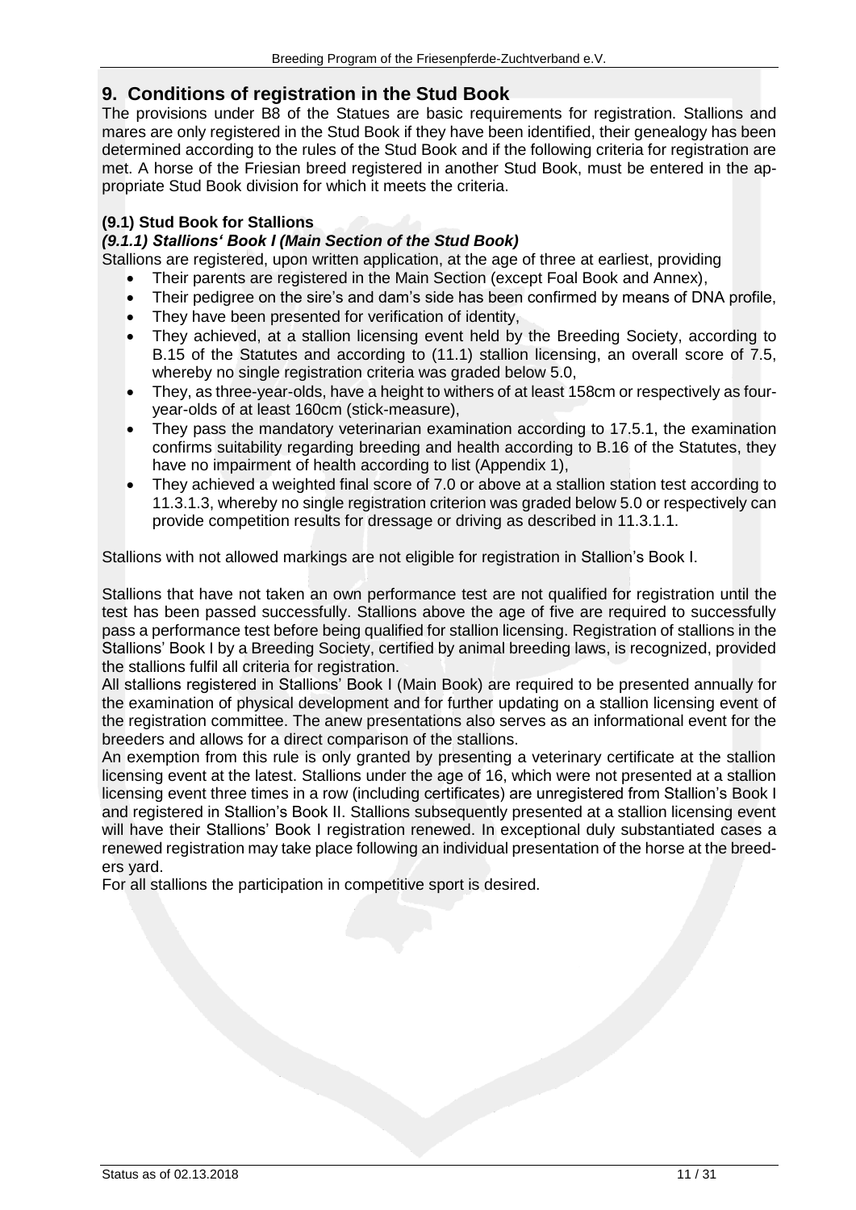## 9. Conditions of registration in the Stud Book

The provisions under B8 of the Statues are basic requirements for registration. Stallions and mares are only registered in the Stud Book if they have been identified, their genealogy has been determined according to the rules of the Stud Book and if the following criteria for registration are met. A horse of the Friesian breed registered in another Stud Book, must be entered in the appropriate Stud Book division for which it meets the criteria.

### (9.1) Stud Book for Stallions

#### *(9.1.1) Stallions' Book I (Main Section of the Stud Book)*

Stallions are registered, upon written application, at the age of three at earliest, providing

- Their parents are registered in the Main Section (except Foal Book and Annex),
- Their pedigree on the sire's and dam's side has been confirmed by means of DNA profile,
- They have been presented for verification of identity,
- They achieved, at a stallion licensing event held by the Breeding Society, according to B.15 of the Statutes and according to (11.1) stallion licensing, an overall score of 7.5, whereby no single registration criteria was graded below 5.0,
- They, as three-year-olds, have a height to withers of at least 158cm or respectively as four-year-olds of at least 160cm (stick-measure),
- They pass the mandatory veterinarian examination according to 17.5.1, the examination confirms suitability regarding breeding and health according to B.16 of the Statutes, they have no impairment of health according to list (Appendix 1),
- They achieved a weighted final score of 7.0 or above at a stallion station test according to 11.3.1.3, whereby no single registration criterion was graded below 5.0 or respectively can provide competition results for dressage or driving as described in 11.3.1.1.

Stallions with not allowed markings are not eligible for registration in Stallion's Book I.

Stallions that have not taken an own performance test are not qualified for registration until the test has been passed successfully. Stallions above the age of five are required to successfully pass a performance test before being qualified for stallion licensing. Registration of stallions in the Stallions' Book I by a Breeding Society, certified by animal breeding laws, is recognized, provided the stallions fulfil all criteria for registration.

All stallions registered in Stallions' Book I (Main Book) are required to be presented annually for the examination of physical development and for further updating on a stallion licensing event of the registration committee. The anew presentations also serves as an informational event for the breeders and allows for a direct comparison of the stallions.

An exemption from this rule is only granted by presenting a veterinary certificate at the stallion licensing event at the latest. Stallions under the age of 16, which were not presented at a stallion licensing event three times in a row (including certificates) are unregistered from Stallion's Book I and registered in Stallion's Book II. Stallions subsequently presented at a stallion licensing event will have their Stallions' Book I registration renewed. In exceptional duly substantiated cases a renewed registration may take place following an individual presentation of the horse at the breeders yard.

For all stallions the participation in competitive sport is desired.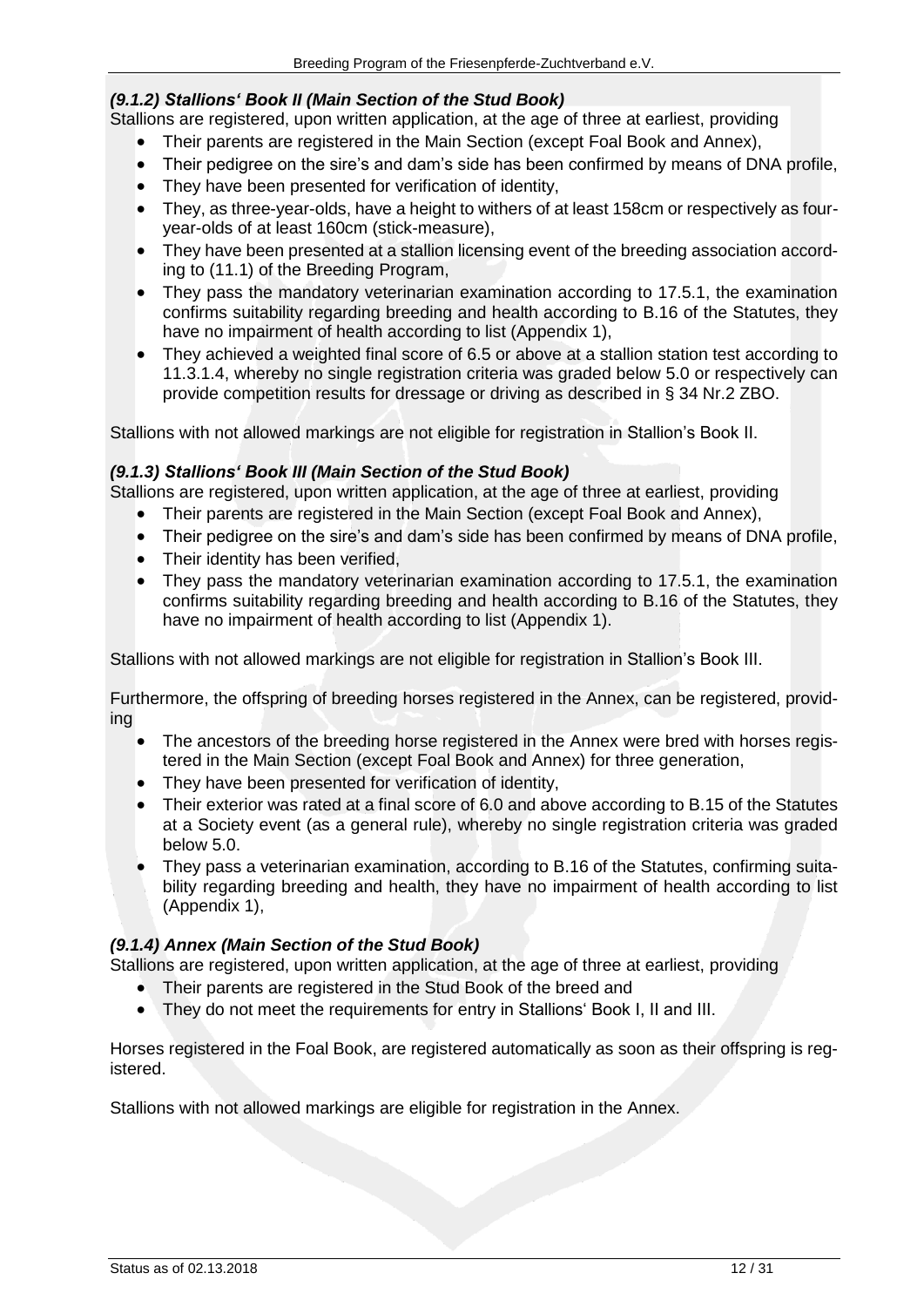### *(9.1.2) Stallions' Book II (Main Section of the Stud Book)*

Stallions are registered, upon written application, at the age of three at earliest, providing

- Their parents are registered in the Main Section (except Foal Book and Annex),
- Their pedigree on the sire's and dam's side has been confirmed by means of DNA profile,
- They have been presented for verification of identity,
- They, as three-year-olds, have a height to withers of at least 158cm or respectively as four-year-olds of at least 160cm (stick-measure),
- They have been presented at a stallion licensing event of the breeding association according to (11.1) of the Breeding Program,
- They pass the mandatory veterinarian examination according to 17.5.1, the examination confirms suitability regarding breeding and health according to B.16 of the Statutes, they have no impairment of health according to list (Appendix 1),
- They achieved a weighted final score of 6.5 or above at a stallion station test according to 11.3.1.4, whereby no single registration criteria was graded below 5.0 or respectively can provide competition results for dressage or driving as described in § 34 Nr.2 ZBO.

Stallions with not allowed markings are not eligible for registration in Stallion's Book II.

### *(9.1.3) Stallions' Book III (Main Section of the Stud Book)*

Stallions are registered, upon written application, at the age of three at earliest, providing

- Their parents are registered in the Main Section (except Foal Book and Annex),
- Their pedigree on the sire's and dam's side has been confirmed by means of DNA profile,
- Their identity has been verified,
- They pass the mandatory veterinarian examination according to 17.5.1, the examination confirms suitability regarding breeding and health according to B.16 of the Statutes, they have no impairment of health according to list (Appendix 1).

Stallions with not allowed markings are not eligible for registration in Stallion's Book III.

Furthermore, the offspring of breeding horses registered in the Annex, can be registered, providing

- The ancestors of the breeding horse registered in the Annex were bred with horses registered in the Main Section (except Foal Book and Annex) for three generation,
- They have been presented for verification of identity,
- Their exterior was rated at a final score of 6.0 and above according to B.15 of the Statutes at a Society event (as a general rule), whereby no single registration criteria was graded below 5.0.
- They pass a veterinarian examination, according to B.16 of the Statutes, confirming suitability regarding breeding and health, they have no impairment of health according to list (Appendix 1),

### *(9.1.4) Annex (Main Section of the Stud Book)*

Stallions are registered, upon written application, at the age of three at earliest, providing

- Their parents are registered in the Stud Book of the breed and
- They do not meet the requirements for entry in Stallions' Book I, II and III.

Horses registered in the Foal Book, are registered automatically as soon as their offspring is registered.

Stallions with not allowed markings are eligible for registration in the Annex.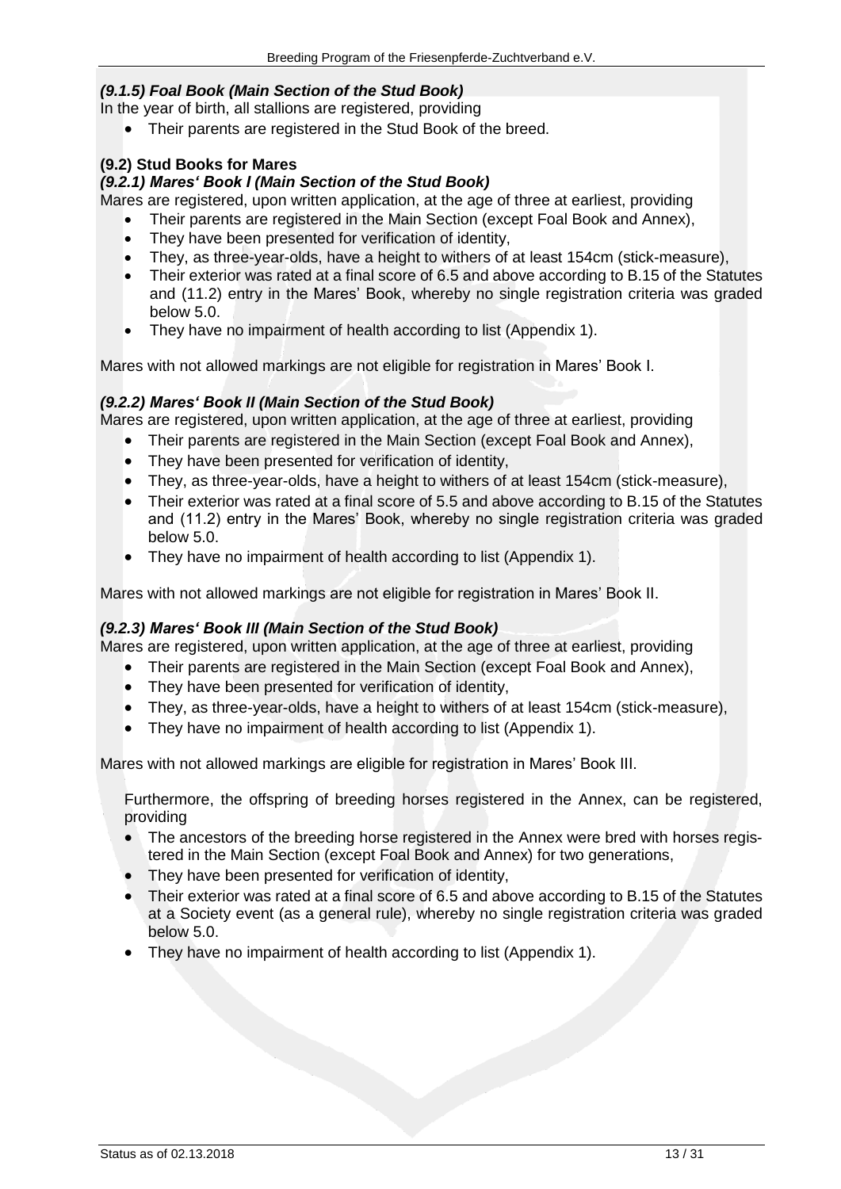#### *(9.1.5) Foal Book (Main Section of the Stud Book)*

In the year of birth, all stallions are registered, providing

- Their parents are registered in the Stud Book of the breed.

### (9.2) Stud Books for Mares

#### *(9.2.1) Mares' Book I (Main Section of the Stud Book)*

Mares are registered, upon written application, at the age of three at earliest, providing

- Their parents are registered in the Main Section (except Foal Book and Annex),
- They have been presented for verification of identity,
- They, as three-year-olds, have a height to withers of at least 154cm (stick-measure),
- Their exterior was rated at a final score of 6.5 and above according to B.15 of the Statutes and (11.2) entry in the Mares' Book, whereby no single registration criteria was graded below 5.0.
- They have no impairment of health according to list (Appendix 1).

Mares with not allowed markings are not eligible for registration in Mares' Book I.

#### *(9.2.2) Mares' Book II (Main Section of the Stud Book)*

Mares are registered, upon written application, at the age of three at earliest, providing

- Their parents are registered in the Main Section (except Foal Book and Annex),
- They have been presented for verification of identity,
- They, as three-year-olds, have a height to withers of at least 154cm (stick-measure),
- Their exterior was rated at a final score of 5.5 and above according to B.15 of the Statutes and (11.2) entry in the Mares' Book, whereby no single registration criteria was graded below 5.0.
- They have no impairment of health according to list (Appendix 1).

Mares with not allowed markings are not eligible for registration in Mares' Book II.

#### *(9.2.3) Mares' Book III (Main Section of the Stud Book)*

Mares are registered, upon written application, at the age of three at earliest, providing

- Their parents are registered in the Main Section (except Foal Book and Annex),
- They have been presented for verification of identity,
- They, as three-year-olds, have a height to withers of at least 154cm (stick-measure),
- They have no impairment of health according to list (Appendix 1).

Mares with not allowed markings are eligible for registration in Mares' Book III.

Furthermore, the offspring of breeding horses registered in the Annex, can be registered, providing

- The ancestors of the breeding horse registered in the Annex were bred with horses registered in the Main Section (except Foal Book and Annex) for two generations,
- They have been presented for verification of identity,
- Their exterior was rated at a final score of 6.5 and above according to B.15 of the Statutes at a Society event (as a general rule), whereby no single registration criteria was graded below 5.0.
- They have no impairment of health according to list (Appendix 1).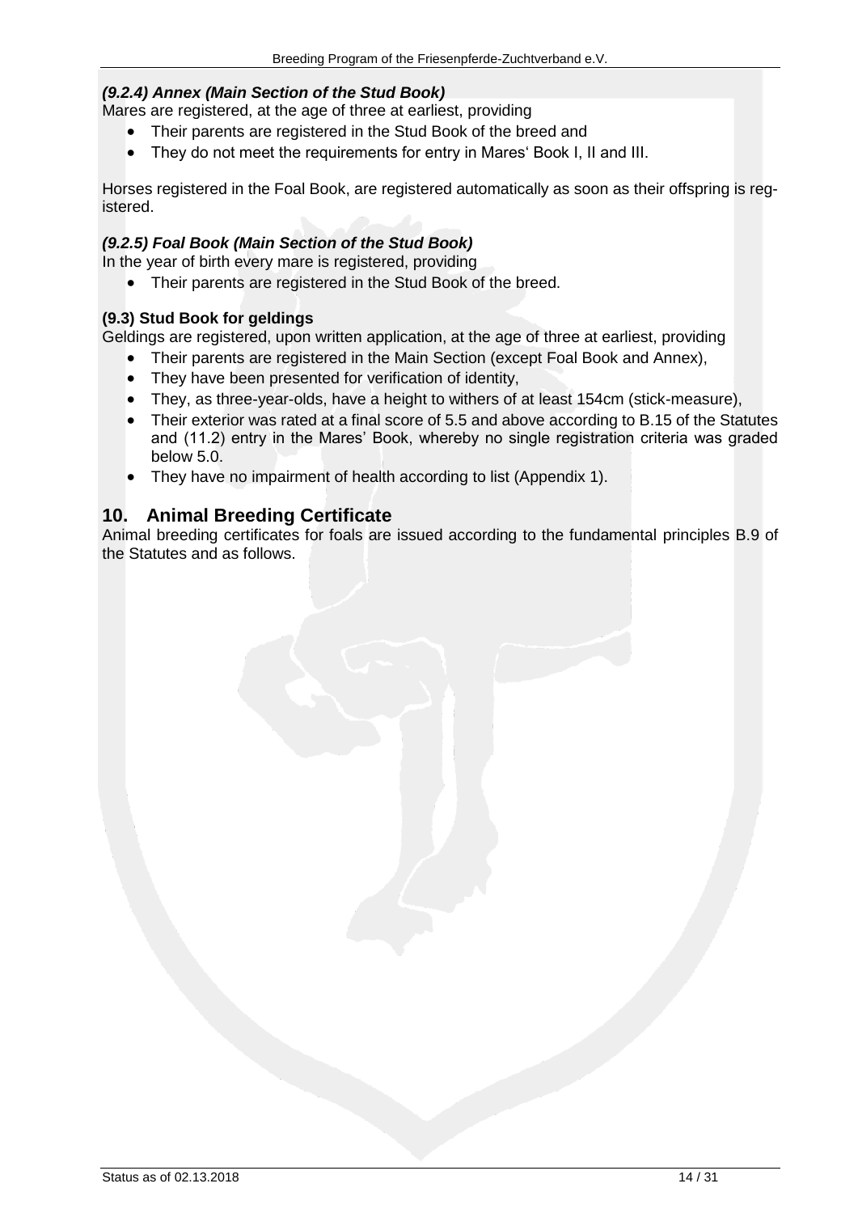#### *(9.2.4) Annex (Main Section of the Stud Book)*

Mares are registered, at the age of three at earliest, providing

- Their parents are registered in the Stud Book of the breed and
- They do not meet the requirements for entry in Mares‘ Book I, II and III.

Horses registered in the Foal Book, are registered automatically as soon as their offspring is registered.

#### *(9.2.5) Foal Book (Main Section of the Stud Book)*

In the year of birth every mare is registered, providing

- Their parents are registered in the Stud Book of the breed.

### (9.3) Stud Book for geldings

Geldings are registered, upon written application, at the age of three at earliest, providing

- Their parents are registered in the Main Section (except Foal Book and Annex),
- They have been presented for verification of identity,
- They, as three-year-olds, have a height to withers of at least 154cm (stick-measure),
- Their exterior was rated at a final score of 5.5 and above according to B.15 of the Statutes and (11.2) entry in the Mares' Book, whereby no single registration criteria was graded below 5.0.
- They have no impairment of health according to list (Appendix 1).

## 10. Animal Breeding Certificate

Animal breeding certificates for foals are issued according to the fundamental principles B.9 of the Statutes and as follows.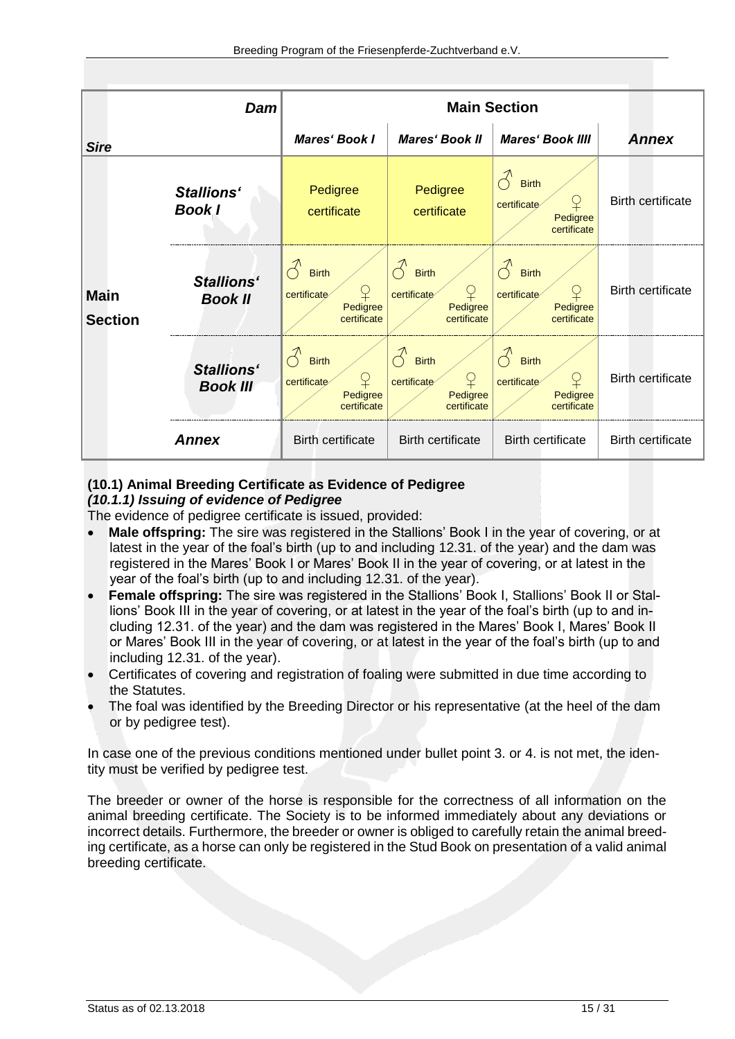| Sire \ Dam | | Main Section: Mares' Book I | Main Section: Mares' Book II | Main Section: Mares' Book IIII | Annex |
|---|---|---|---|---|---|
| **Main Section** | **Stallions' Book I** | Pedigree certificate | Pedigree certificate | ♂ Birth certificate / ♀ Pedigree certificate | Birth certificate |
| | **Stallions' Book II** | ♂ Birth certificate / ♀ Pedigree certificate | ♂ Birth certificate / ♀ Pedigree certificate | ♂ Birth certificate / ♀ Pedigree certificate | Birth certificate |
| | **Stallions' Book III** | ♂ Birth certificate / ♀ Pedigree certificate | ♂ Birth certificate / ♀ Pedigree certificate | ♂ Birth certificate / ♀ Pedigree certificate | Birth certificate |
| | **Annex** | Birth certificate | Birth certificate | Birth certificate | Birth certificate |

### (10.1) Animal Breeding Certificate as Evidence of Pedigree

#### *(10.1.1) Issuing of evidence of Pedigree*

The evidence of pedigree certificate is issued, provided:

- **Male offspring:** The sire was registered in the Stallions' Book I in the year of covering, or at latest in the year of the foal's birth (up to and including 12.31. of the year) and the dam was registered in the Mares' Book I or Mares' Book II in the year of covering, or at latest in the year of the foal's birth (up to and including 12.31. of the year).
- **Female offspring:** The sire was registered in the Stallions' Book I, Stallions' Book II or Stallions' Book III in the year of covering, or at latest in the year of the foal's birth (up to and including 12.31. of the year) and the dam was registered in the Mares' Book I, Mares' Book II or Mares' Book III in the year of covering, or at latest in the year of the foal's birth (up to and including 12.31. of the year).
- Certificates of covering and registration of foaling were submitted in due time according to the Statutes.
- The foal was identified by the Breeding Director or his representative (at the heel of the dam or by pedigree test).

In case one of the previous conditions mentioned under bullet point 3. or 4. is not met, the identity must be verified by pedigree test.

The breeder or owner of the horse is responsible for the correctness of all information on the animal breeding certificate. The Society is to be informed immediately about any deviations or incorrect details. Furthermore, the breeder or owner is obliged to carefully retain the animal breeding certificate, as a horse can only be registered in the Stud Book on presentation of a valid animal breeding certificate.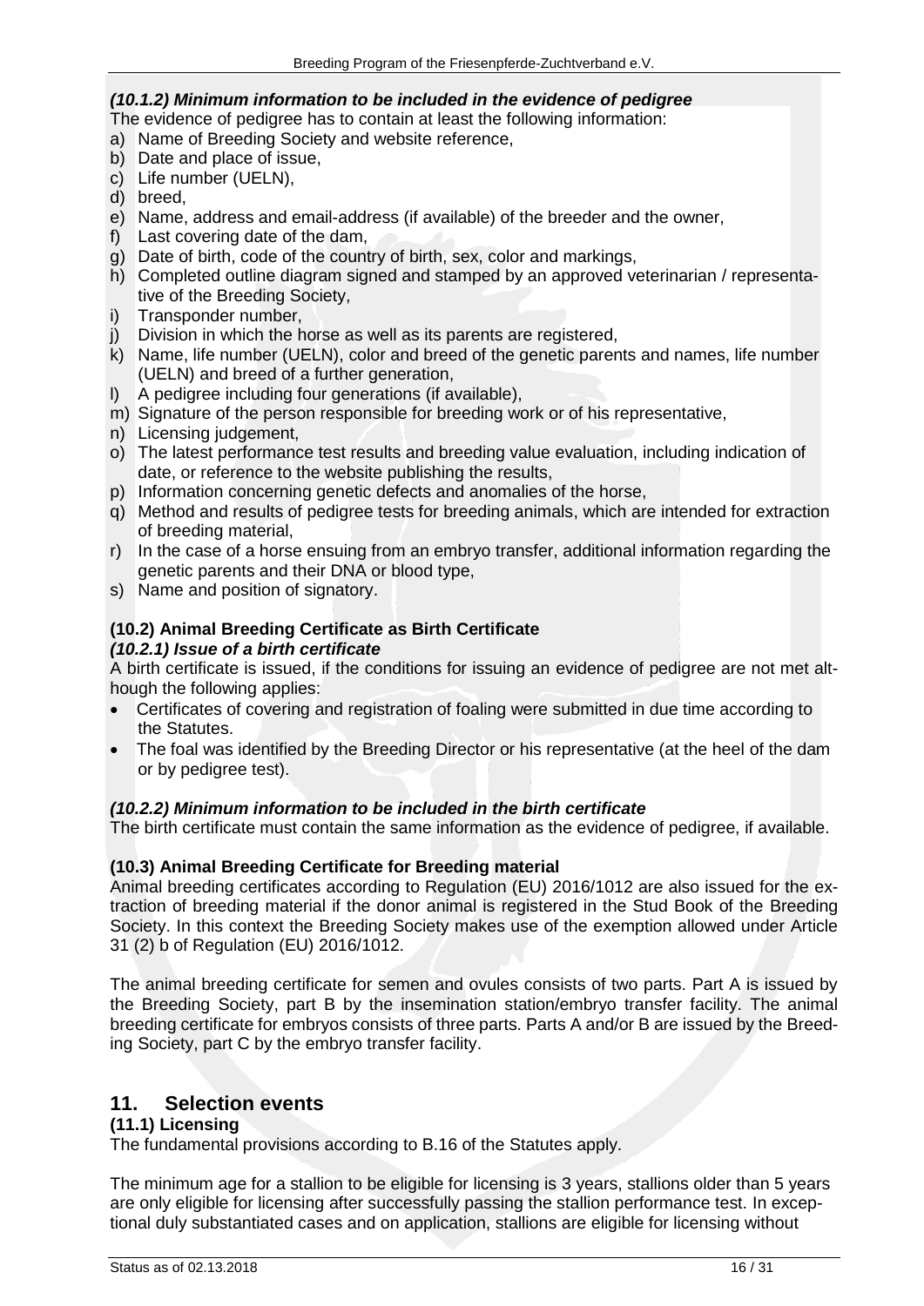### *(10.1.2) Minimum information to be included in the evidence of pedigree*

The evidence of pedigree has to contain at least the following information:

a) Name of Breeding Society and website reference,
b) Date and place of issue,
c) Life number (UELN),
d) breed,
e) Name, address and email-address (if available) of the breeder and the owner,
f) Last covering date of the dam,
g) Date of birth, code of the country of birth, sex, color and markings,
h) Completed outline diagram signed and stamped by an approved veterinarian / representative of the Breeding Society,
i) Transponder number,
j) Division in which the horse as well as its parents are registered,
k) Name, life number (UELN), color and breed of the genetic parents and names, life number (UELN) and breed of a further generation,
l) A pedigree including four generations (if available),
m) Signature of the person responsible for breeding work or of his representative,
n) Licensing judgement,
o) The latest performance test results and breeding value evaluation, including indication of date, or reference to the website publishing the results,
p) Information concerning genetic defects and anomalies of the horse,
q) Method and results of pedigree tests for breeding animals, which are intended for extraction of breeding material,
r) In the case of a horse ensuing from an embryo transfer, additional information regarding the genetic parents and their DNA or blood type,
s) Name and position of signatory.

### (10.2) Animal Breeding Certificate as Birth Certificate

#### *(10.2.1) Issue of a birth certificate*

A birth certificate is issued, if the conditions for issuing an evidence of pedigree are not met although the following applies:

- Certificates of covering and registration of foaling were submitted in due time according to the Statutes.
- The foal was identified by the Breeding Director or his representative (at the heel of the dam or by pedigree test).

#### *(10.2.2) Minimum information to be included in the birth certificate*

The birth certificate must contain the same information as the evidence of pedigree, if available.

### (10.3) Animal Breeding Certificate for Breeding material

Animal breeding certificates according to Regulation (EU) 2016/1012 are also issued for the extraction of breeding material if the donor animal is registered in the Stud Book of the Breeding Society. In this context the Breeding Society makes use of the exemption allowed under Article 31 (2) b of Regulation (EU) 2016/1012.

The animal breeding certificate for semen and ovules consists of two parts. Part A is issued by the Breeding Society, part B by the insemination station/embryo transfer facility. The animal breeding certificate for embryos consists of three parts. Parts A and/or B are issued by the Breeding Society, part C by the embryo transfer facility.

## 11. Selection events

### (11.1) Licensing

The fundamental provisions according to B.16 of the Statutes apply.

The minimum age for a stallion to be eligible for licensing is 3 years, stallions older than 5 years are only eligible for licensing after successfully passing the stallion performance test. In exceptional duly substantiated cases and on application, stallions are eligible for licensing without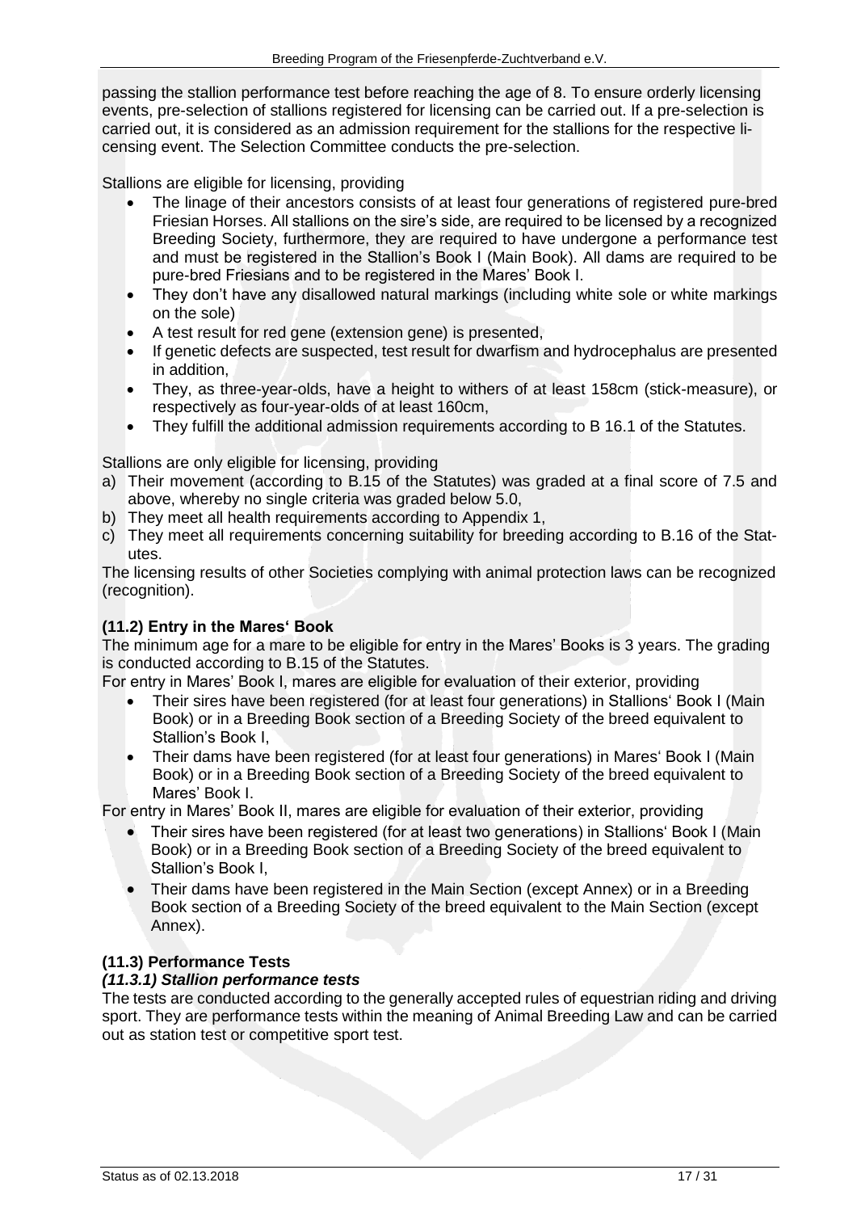passing the stallion performance test before reaching the age of 8. To ensure orderly licensing events, pre-selection of stallions registered for licensing can be carried out. If a pre-selection is carried out, it is considered as an admission requirement for the stallions for the respective licensing event. The Selection Committee conducts the pre-selection.

Stallions are eligible for licensing, providing

- The linage of their ancestors consists of at least four generations of registered pure-bred Friesian Horses. All stallions on the sire's side, are required to be licensed by a recognized Breeding Society, furthermore, they are required to have undergone a performance test and must be registered in the Stallion's Book I (Main Book). All dams are required to be pure-bred Friesians and to be registered in the Mares' Book I.
- They don't have any disallowed natural markings (including white sole or white markings on the sole)
- A test result for red gene (extension gene) is presented,
- If genetic defects are suspected, test result for dwarfism and hydrocephalus are presented in addition,
- They, as three-year-olds, have a height to withers of at least 158cm (stick-measure), or respectively as four-year-olds of at least 160cm,
- They fulfill the additional admission requirements according to B 16.1 of the Statutes.

Stallions are only eligible for licensing, providing

a) Their movement (according to B.15 of the Statutes) was graded at a final score of 7.5 and above, whereby no single criteria was graded below 5.0,
b) They meet all health requirements according to Appendix 1,
c) They meet all requirements concerning suitability for breeding according to B.16 of the Statutes.

The licensing results of other Societies complying with animal protection laws can be recognized (recognition).

### (11.2) Entry in the Mares' Book

The minimum age for a mare to be eligible for entry in the Mares' Books is 3 years. The grading is conducted according to B.15 of the Statutes.

For entry in Mares' Book I, mares are eligible for evaluation of their exterior, providing

- Their sires have been registered (for at least four generations) in Stallions' Book I (Main Book) or in a Breeding Book section of a Breeding Society of the breed equivalent to Stallion's Book I,
- Their dams have been registered (for at least four generations) in Mares' Book I (Main Book) or in a Breeding Book section of a Breeding Society of the breed equivalent to Mares' Book I.

For entry in Mares' Book II, mares are eligible for evaluation of their exterior, providing

- Their sires have been registered (for at least two generations) in Stallions' Book I (Main Book) or in a Breeding Book section of a Breeding Society of the breed equivalent to Stallion's Book I,
- Their dams have been registered in the Main Section (except Annex) or in a Breeding Book section of a Breeding Society of the breed equivalent to the Main Section (except Annex).

### (11.3) Performance Tests

#### *(11.3.1) Stallion performance tests*

The tests are conducted according to the generally accepted rules of equestrian riding and driving sport. They are performance tests within the meaning of Animal Breeding Law and can be carried out as station test or competitive sport test.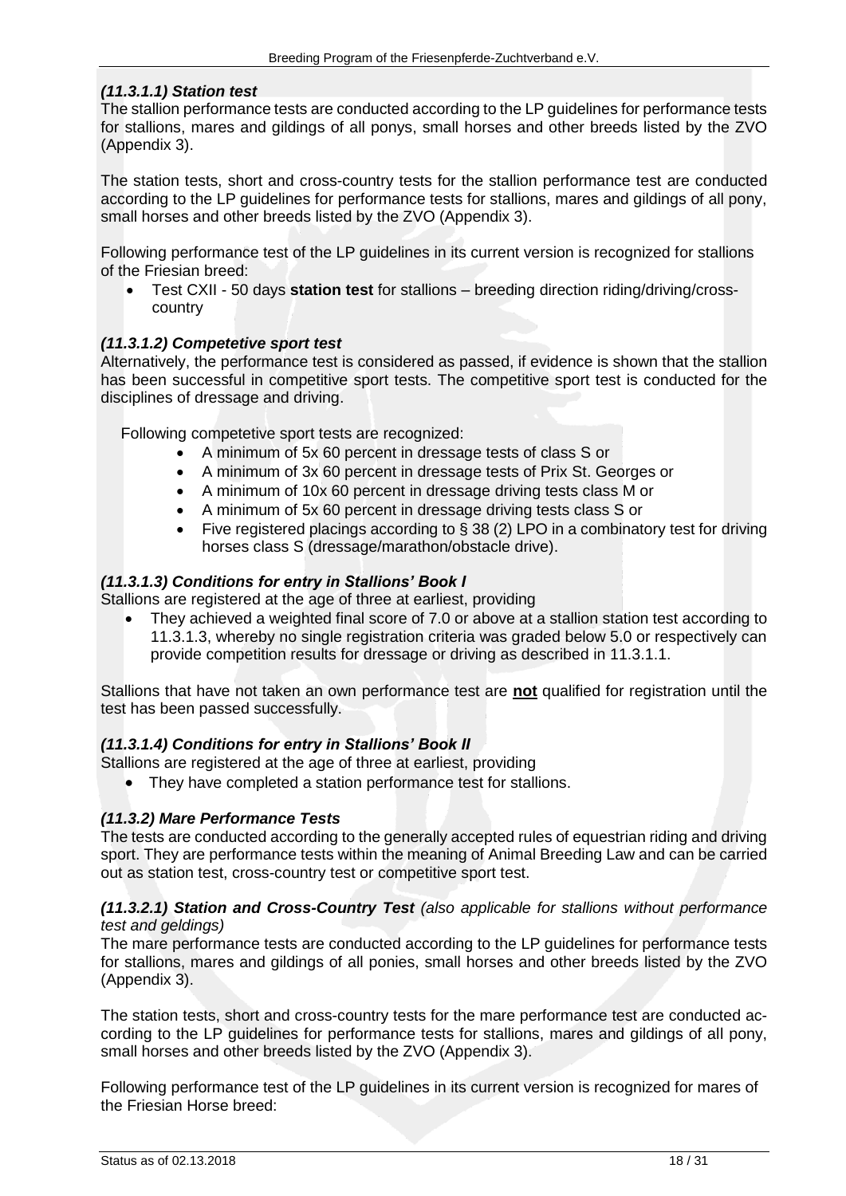### *(11.3.1.1) Station test*

The stallion performance tests are conducted according to the LP guidelines for performance tests for stallions, mares and gildings of all ponys, small horses and other breeds listed by the ZVO (Appendix 3).

The station tests, short and cross-country tests for the stallion performance test are conducted according to the LP guidelines for performance tests for stallions, mares and gildings of all pony, small horses and other breeds listed by the ZVO (Appendix 3).

Following performance test of the LP guidelines in its current version is recognized for stallions of the Friesian breed:

- Test CXII - 50 days **station test** for stallions – breeding direction riding/driving/cross-country

### *(11.3.1.2) Competetive sport test*

Alternatively, the performance test is considered as passed, if evidence is shown that the stallion has been successful in competitive sport tests. The competitive sport test is conducted for the disciplines of dressage and driving.

Following competetive sport tests are recognized:

- A minimum of 5x 60 percent in dressage tests of class S or
- A minimum of 3x 60 percent in dressage tests of Prix St. Georges or
- A minimum of 10x 60 percent in dressage driving tests class M or
- A minimum of 5x 60 percent in dressage driving tests class S or
- Five registered placings according to § 38 (2) LPO in a combinatory test for driving horses class S (dressage/marathon/obstacle drive).

### *(11.3.1.3) Conditions for entry in Stallions' Book I*

Stallions are registered at the age of three at earliest, providing

- They achieved a weighted final score of 7.0 or above at a stallion station test according to 11.3.1.3, whereby no single registration criteria was graded below 5.0 or respectively can provide competition results for dressage or driving as described in 11.3.1.1.

Stallions that have not taken an own performance test are **not** qualified for registration until the test has been passed successfully.

### *(11.3.1.4) Conditions for entry in Stallions' Book II*

Stallions are registered at the age of three at earliest, providing

- They have completed a station performance test for stallions.

### *(11.3.2) Mare Performance Tests*

The tests are conducted according to the generally accepted rules of equestrian riding and driving sport. They are performance tests within the meaning of Animal Breeding Law and can be carried out as station test, cross-country test or competitive sport test.

### *(11.3.2.1) Station and Cross-Country Test (also applicable for stallions without performance test and geldings)*

The mare performance tests are conducted according to the LP guidelines for performance tests for stallions, mares and gildings of all ponies, small horses and other breeds listed by the ZVO (Appendix 3).

The station tests, short and cross-country tests for the mare performance test are conducted according to the LP guidelines for performance tests for stallions, mares and gildings of all pony, small horses and other breeds listed by the ZVO (Appendix 3).

Following performance test of the LP guidelines in its current version is recognized for mares of the Friesian Horse breed: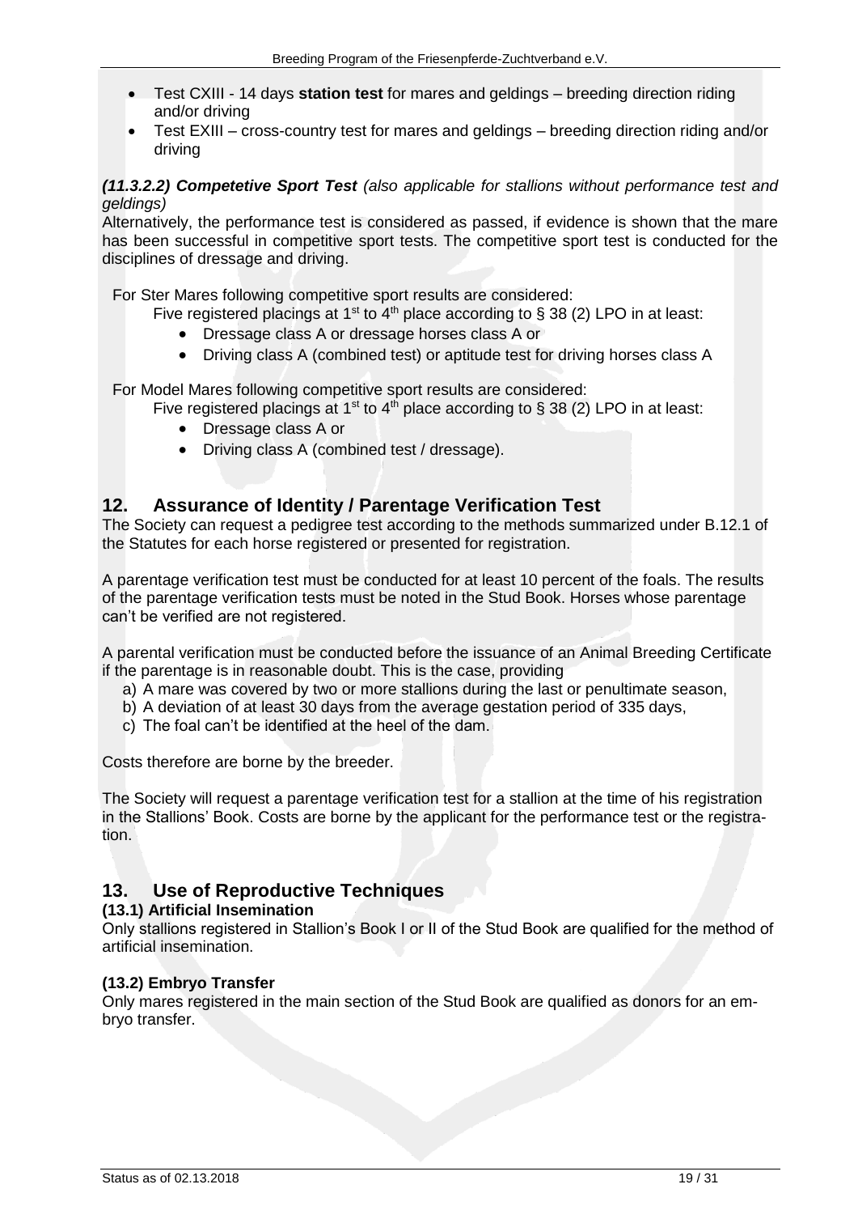- Test CXIII - 14 days **station test** for mares and geldings – breeding direction riding and/or driving
- Test EXIII – cross-country test for mares and geldings – breeding direction riding and/or driving

***(11.3.2.2) Competetive Sport Test*** *(also applicable for stallions without performance test and geldings)*

Alternatively, the performance test is considered as passed, if evidence is shown that the mare has been successful in competitive sport tests. The competitive sport test is conducted for the disciplines of dressage and driving.

For Ster Mares following competitive sport results are considered:

Five registered placings at 1st to 4th place according to § 38 (2) LPO in at least:

- Dressage class A or dressage horses class A or
- Driving class A (combined test) or aptitude test for driving horses class A

For Model Mares following competitive sport results are considered:

Five registered placings at 1st to 4th place according to § 38 (2) LPO in at least:

- Dressage class A or
- Driving class A (combined test / dressage).

## 12. Assurance of Identity / Parentage Verification Test

The Society can request a pedigree test according to the methods summarized under B.12.1 of the Statutes for each horse registered or presented for registration.

A parentage verification test must be conducted for at least 10 percent of the foals. The results of the parentage verification tests must be noted in the Stud Book. Horses whose parentage can't be verified are not registered.

A parental verification must be conducted before the issuance of an Animal Breeding Certificate if the parentage is in reasonable doubt. This is the case, providing

a) A mare was covered by two or more stallions during the last or penultimate season,
b) A deviation of at least 30 days from the average gestation period of 335 days,
c) The foal can't be identified at the heel of the dam.

Costs therefore are borne by the breeder.

The Society will request a parentage verification test for a stallion at the time of his registration in the Stallions' Book. Costs are borne by the applicant for the performance test or the registration.

## 13. Use of Reproductive Techniques

**(13.1) Artificial Insemination**

Only stallions registered in Stallion's Book I or II of the Stud Book are qualified for the method of artificial insemination.

**(13.2) Embryo Transfer**

Only mares registered in the main section of the Stud Book are qualified as donors for an embryo transfer.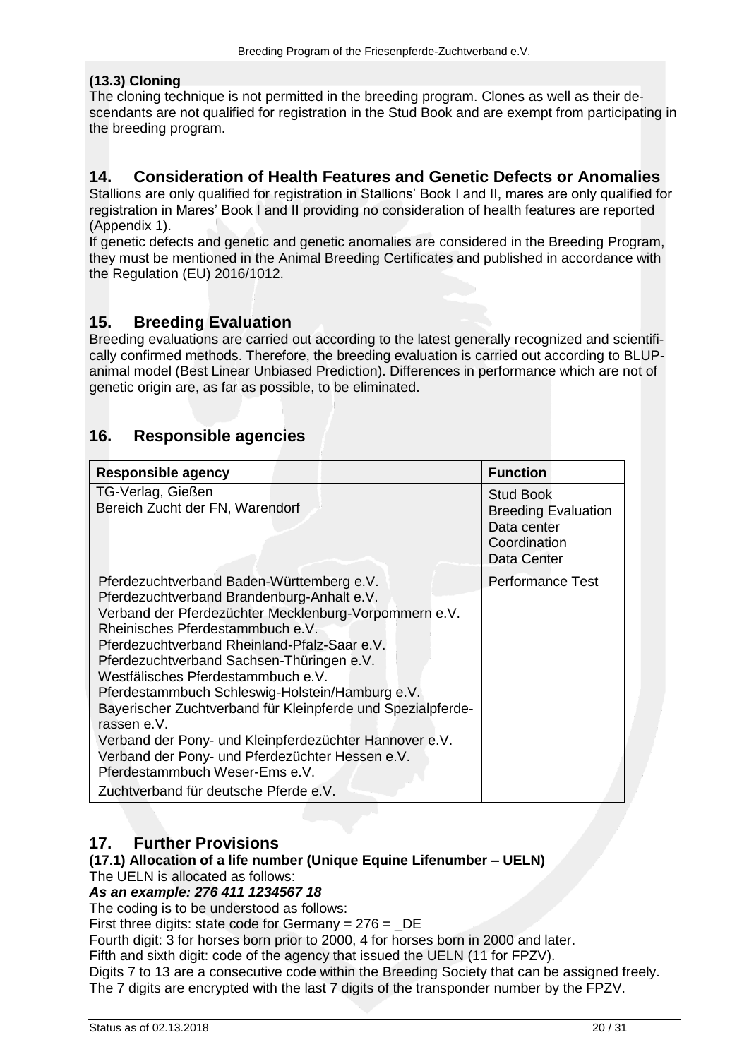### (13.3) Cloning

The cloning technique is not permitted in the breeding program. Clones as well as their descendants are not qualified for registration in the Stud Book and are exempt from participating in the breeding program.

## 14. Consideration of Health Features and Genetic Defects or Anomalies

Stallions are only qualified for registration in Stallions' Book I and II, mares are only qualified for registration in Mares' Book I and II providing no consideration of health features are reported (Appendix 1).

If genetic defects and genetic and genetic anomalies are considered in the Breeding Program, they must be mentioned in the Animal Breeding Certificates and published in accordance with the Regulation (EU) 2016/1012.

## 15. Breeding Evaluation

Breeding evaluations are carried out according to the latest generally recognized and scientifically confirmed methods. Therefore, the breeding evaluation is carried out according to BLUP-animal model (Best Linear Unbiased Prediction). Differences in performance which are not of genetic origin are, as far as possible, to be eliminated.

## 16. Responsible agencies

| Responsible agency | Function |
|---|---|
| TG-Verlag, Gießen<br>Bereich Zucht der FN, Warendorf | Stud Book<br>Breeding Evaluation<br>Data center<br>Coordination<br>Data Center |
| Pferdezuchtverband Baden-Württemberg e.V.<br>Pferdezuchtverband Brandenburg-Anhalt e.V.<br>Verband der Pferdezüchter Mecklenburg-Vorpommern e.V.<br>Rheinisches Pferdestammbuch e.V.<br>Pferdezuchtverband Rheinland-Pfalz-Saar e.V.<br>Pferdezuchtverband Sachsen-Thüringen e.V.<br>Westfälisches Pferdestammbuch e.V.<br>Pferdestammbuch Schleswig-Holstein/Hamburg e.V.<br>Bayerischer Zuchtverband für Kleinpferde und Spezialpferderassen e.V.<br>Verband der Pony- und Kleinpferdezüchter Hannover e.V.<br>Verband der Pony- und Pferdezüchter Hessen e.V.<br>Pferdestammbuch Weser-Ems e.V.<br>Zuchtverband für deutsche Pferde e.V. | Performance Test |

## 17. Further Provisions

### (17.1) Allocation of a life number (Unique Equine Lifenumber – UELN)

The UELN is allocated as follows:

***As an example: 276 411 1234567 18***

The coding is to be understood as follows:

First three digits: state code for Germany = 276 = _DE

Fourth digit: 3 for horses born prior to 2000, 4 for horses born in 2000 and later.

Fifth and sixth digit: code of the agency that issued the UELN (11 for FPZV).

Digits 7 to 13 are a consecutive code within the Breeding Society that can be assigned freely. The 7 digits are encrypted with the last 7 digits of the transponder number by the FPZV.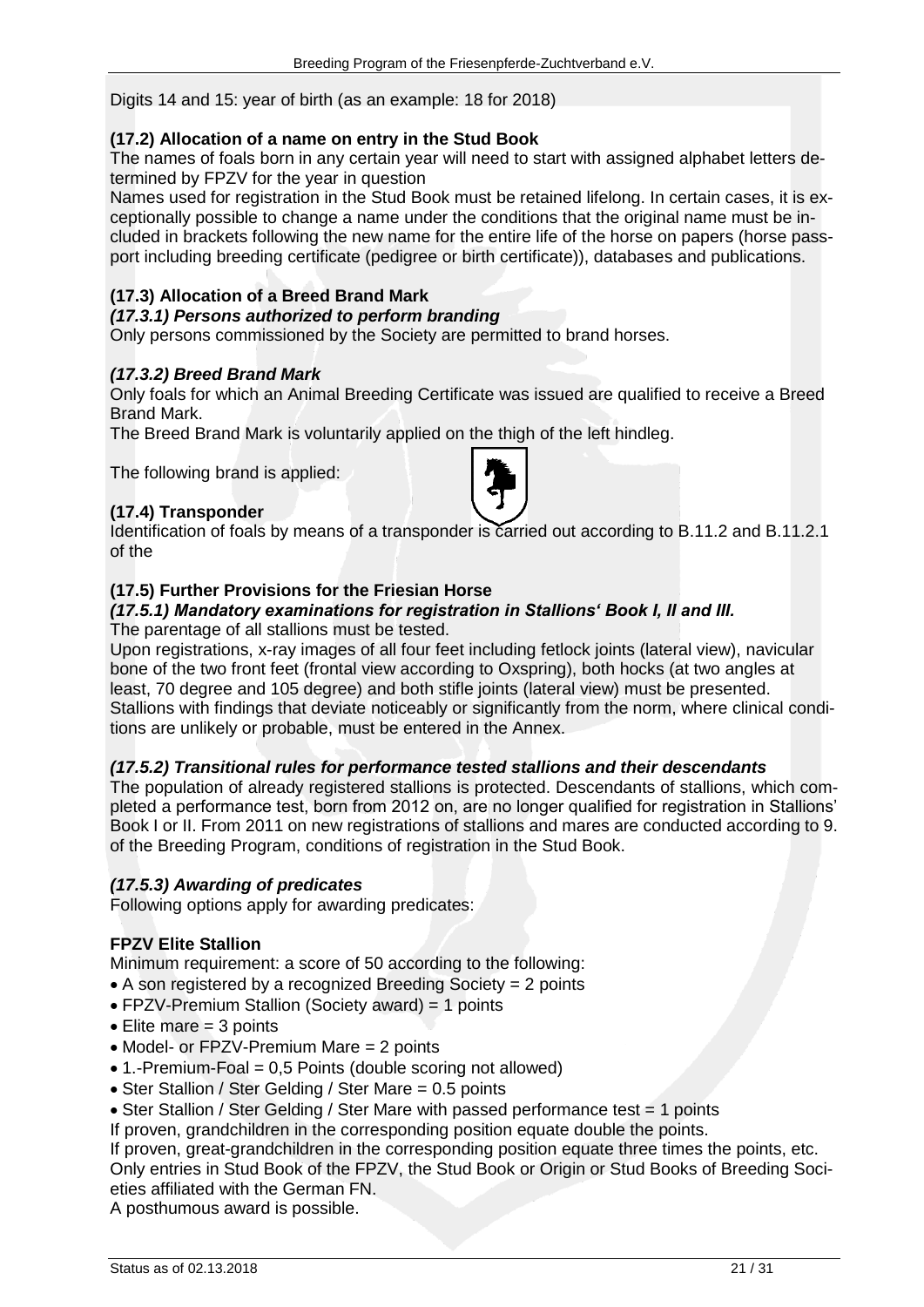Digits 14 and 15: year of birth (as an example: 18 for 2018)

**(17.2) Allocation of a name on entry in the Stud Book**

The names of foals born in any certain year will need to start with assigned alphabet letters determined by FPZV for the year in question

Names used for registration in the Stud Book must be retained lifelong. In certain cases, it is exceptionally possible to change a name under the conditions that the original name must be included in brackets following the new name for the entire life of the horse on papers (horse passport including breeding certificate (pedigree or birth certificate)), databases and publications.

**(17.3) Allocation of a Breed Brand Mark**

***(17.3.1) Persons authorized to perform branding***

Only persons commissioned by the Society are permitted to brand horses.

***(17.3.2) Breed Brand Mark***

Only foals for which an Animal Breeding Certificate was issued are qualified to receive a Breed Brand Mark.

The Breed Brand Mark is voluntarily applied on the thigh of the left hindleg.

The following brand is applied:

**(17.4) Transponder**

Identification of foals by means of a transponder is carried out according to B.11.2 and B.11.2.1 of the

**(17.5) Further Provisions for the Friesian Horse**

***(17.5.1) Mandatory examinations for registration in Stallions' Book I, II and III.***

The parentage of all stallions must be tested.

Upon registrations, x-ray images of all four feet including fetlock joints (lateral view), navicular bone of the two front feet (frontal view according to Oxspring), both hocks (at two angles at least, 70 degree and 105 degree) and both stifle joints (lateral view) must be presented. Stallions with findings that deviate noticeably or significantly from the norm, where clinical conditions are unlikely or probable, must be entered in the Annex.

***(17.5.2) Transitional rules for performance tested stallions and their descendants***

The population of already registered stallions is protected. Descendants of stallions, which completed a performance test, born from 2012 on, are no longer qualified for registration in Stallions' Book I or II. From 2011 on new registrations of stallions and mares are conducted according to 9. of the Breeding Program, conditions of registration in the Stud Book.

***(17.5.3) Awarding of predicates***

Following options apply for awarding predicates:

**FPZV Elite Stallion**

Minimum requirement: a score of 50 according to the following:

- A son registered by a recognized Breeding Society = 2 points
- FPZV-Premium Stallion (Society award) = 1 points
- Elite mare = 3 points
- Model- or FPZV-Premium Mare = 2 points
- 1.-Premium-Foal = 0,5 Points (double scoring not allowed)
- Ster Stallion / Ster Gelding / Ster Mare = 0.5 points
- Ster Stallion / Ster Gelding / Ster Mare with passed performance test = 1 points

If proven, grandchildren in the corresponding position equate double the points.

If proven, great-grandchildren in the corresponding position equate three times the points, etc.

Only entries in Stud Book of the FPZV, the Stud Book or Origin or Stud Books of Breeding Societies affiliated with the German FN.

A posthumous award is possible.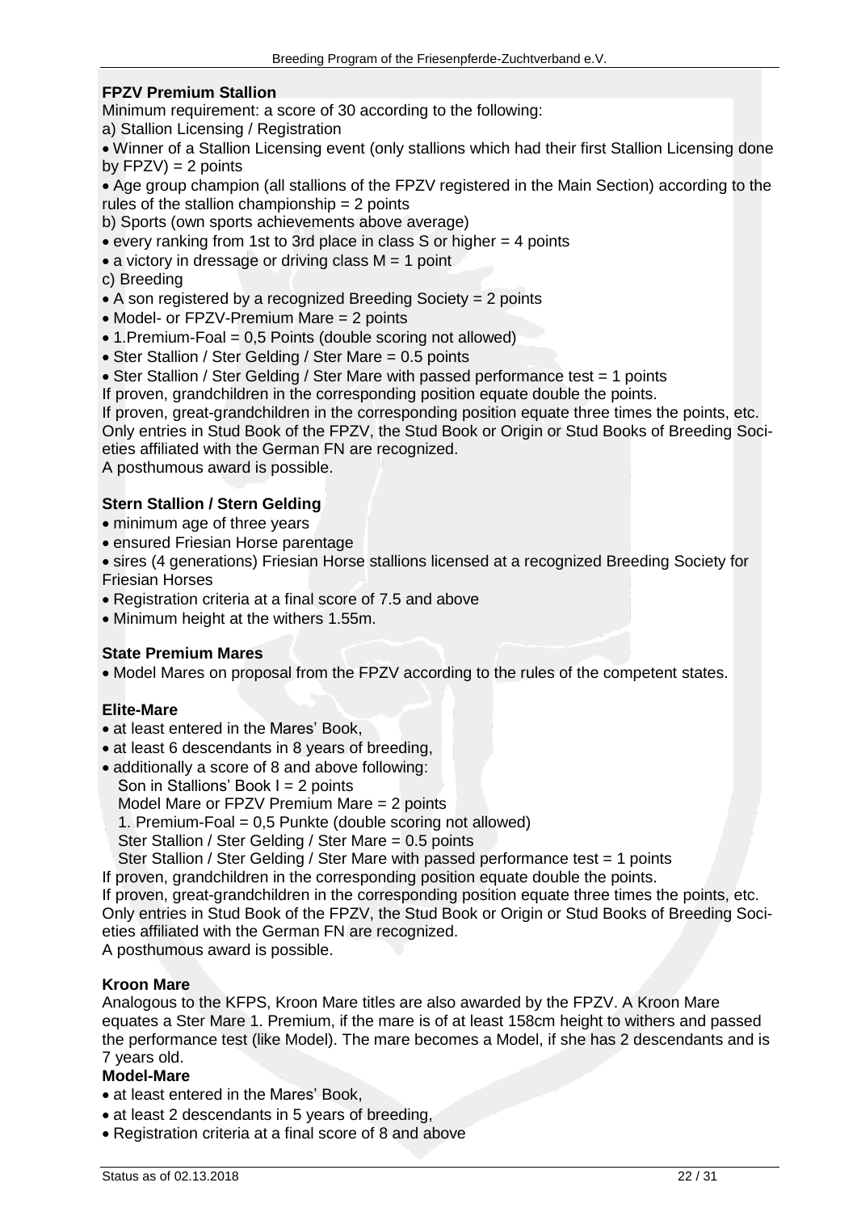**FPZV Premium Stallion**

Minimum requirement: a score of 30 according to the following:

a) Stallion Licensing / Registration

- Winner of a Stallion Licensing event (only stallions which had their first Stallion Licensing done by FPZV) = 2 points
- Age group champion (all stallions of the FPZV registered in the Main Section) according to the rules of the stallion championship = 2 points

b) Sports (own sports achievements above average)

- every ranking from 1st to 3rd place in class S or higher = 4 points
- a victory in dressage or driving class M = 1 point

c) Breeding

- A son registered by a recognized Breeding Society = 2 points
- Model- or FPZV-Premium Mare = 2 points
- 1.Premium-Foal = 0,5 Points (double scoring not allowed)
- Ster Stallion / Ster Gelding / Ster Mare = 0.5 points
- Ster Stallion / Ster Gelding / Ster Mare with passed performance test = 1 points

If proven, grandchildren in the corresponding position equate double the points.
If proven, great-grandchildren in the corresponding position equate three times the points, etc.
Only entries in Stud Book of the FPZV, the Stud Book or Origin or Stud Books of Breeding Societies affiliated with the German FN are recognized.
A posthumous award is possible.

**Stern Stallion / Stern Gelding**

- minimum age of three years
- ensured Friesian Horse parentage
- sires (4 generations) Friesian Horse stallions licensed at a recognized Breeding Society for Friesian Horses
- Registration criteria at a final score of 7.5 and above
- Minimum height at the withers 1.55m.

**State Premium Mares**

- Model Mares on proposal from the FPZV according to the rules of the competent states.

**Elite-Mare**

- at least entered in the Mares' Book,
- at least 6 descendants in 8 years of breeding,
- additionally a score of 8 and above following:
  Son in Stallions' Book I = 2 points
  Model Mare or FPZV Premium Mare = 2 points
  1. Premium-Foal = 0,5 Punkte (double scoring not allowed)
  Ster Stallion / Ster Gelding / Ster Mare = 0.5 points
  Ster Stallion / Ster Gelding / Ster Mare with passed performance test = 1 points

If proven, grandchildren in the corresponding position equate double the points.
If proven, great-grandchildren in the corresponding position equate three times the points, etc.
Only entries in Stud Book of the FPZV, the Stud Book or Origin or Stud Books of Breeding Societies affiliated with the German FN are recognized.
A posthumous award is possible.

**Kroon Mare**

Analogous to the KFPS, Kroon Mare titles are also awarded by the FPZV. A Kroon Mare equates a Ster Mare 1. Premium, if the mare is of at least 158cm height to withers and passed the performance test (like Model). The mare becomes a Model, if she has 2 descendants and is 7 years old.

**Model-Mare**

- at least entered in the Mares' Book,
- at least 2 descendants in 5 years of breeding,
- Registration criteria at a final score of 8 and above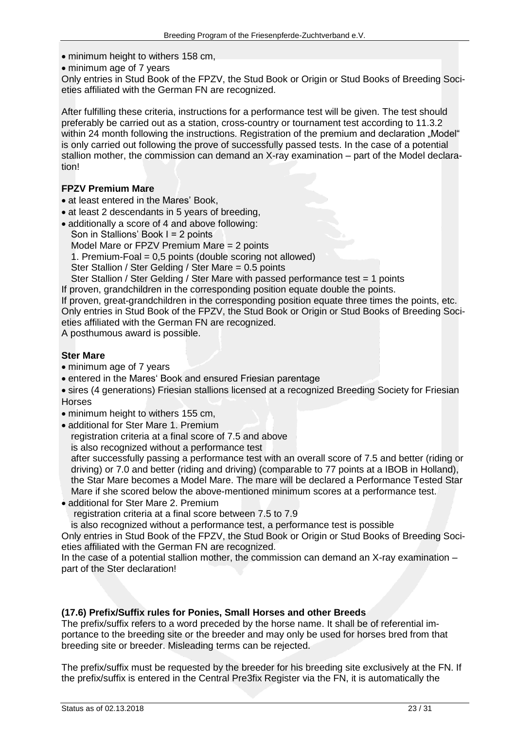- minimum height to withers 158 cm,
- minimum age of 7 years

Only entries in Stud Book of the FPZV, the Stud Book or Origin or Stud Books of Breeding Societies affiliated with the German FN are recognized.

After fulfilling these criteria, instructions for a performance test will be given. The test should preferably be carried out as a station, cross-country or tournament test according to 11.3.2 within 24 month following the instructions. Registration of the premium and declaration „Model" is only carried out following the prove of successfully passed tests. In the case of a potential stallion mother, the commission can demand an X-ray examination – part of the Model declaration!

**FPZV Premium Mare**

- at least entered in the Mares' Book,
- at least 2 descendants in 5 years of breeding,
- additionally a score of 4 and above following:
  Son in Stallions' Book I = 2 points
  Model Mare or FPZV Premium Mare = 2 points
  1. Premium-Foal = 0,5 points (double scoring not allowed)
  Ster Stallion / Ster Gelding / Ster Mare = 0.5 points
  Ster Stallion / Ster Gelding / Ster Mare with passed performance test = 1 points

If proven, grandchildren in the corresponding position equate double the points.
If proven, great-grandchildren in the corresponding position equate three times the points, etc.
Only entries in Stud Book of the FPZV, the Stud Book or Origin or Stud Books of Breeding Societies affiliated with the German FN are recognized.
A posthumous award is possible.

**Ster Mare**

- minimum age of 7 years
- entered in the Mares' Book and ensured Friesian parentage
- sires (4 generations) Friesian stallions licensed at a recognized Breeding Society for Friesian Horses
- minimum height to withers 155 cm,
- additional for Ster Mare 1. Premium
  registration criteria at a final score of 7.5 and above
  is also recognized without a performance test
  after successfully passing a performance test with an overall score of 7.5 and better (riding or driving) or 7.0 and better (riding and driving) (comparable to 77 points at a IBOB in Holland), the Star Mare becomes a Model Mare. The mare will be declared a Performance Tested Star Mare if she scored below the above-mentioned minimum scores at a performance test.
- additional for Ster Mare 2. Premium
  registration criteria at a final score between 7.5 to 7.9
  is also recognized without a performance test, a performance test is possible

Only entries in Stud Book of the FPZV, the Stud Book or Origin or Stud Books of Breeding Societies affiliated with the German FN are recognized.
In the case of a potential stallion mother, the commission can demand an X-ray examination – part of the Ster declaration!

**(17.6) Prefix/Suffix rules for Ponies, Small Horses and other Breeds**

The prefix/suffix refers to a word preceded by the horse name. It shall be of referential importance to the breeding site or the breeder and may only be used for horses bred from that breeding site or breeder. Misleading terms can be rejected.

The prefix/suffix must be requested by the breeder for his breeding site exclusively at the FN. If the prefix/suffix is entered in the Central Pre3fix Register via the FN, it is automatically the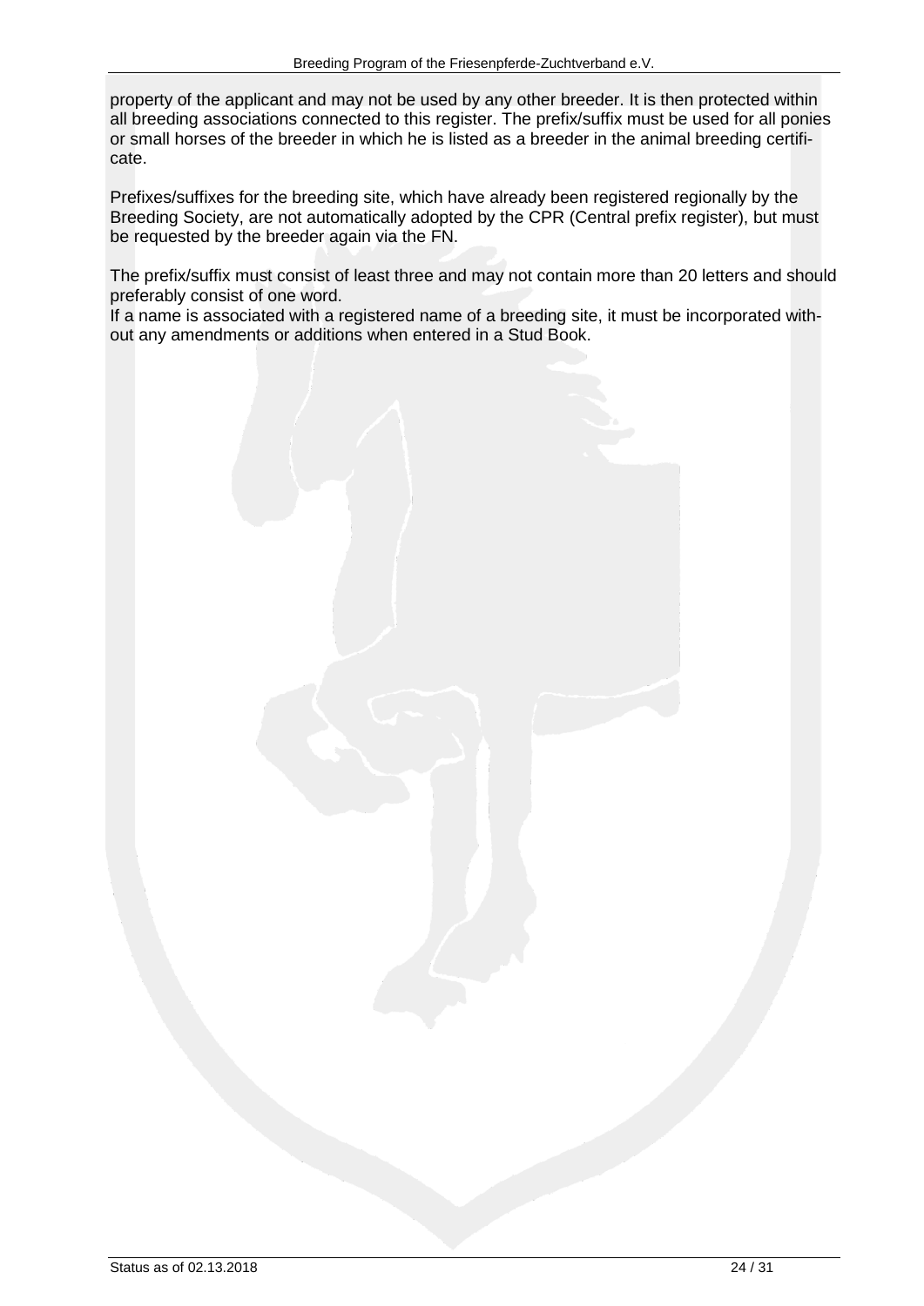property of the applicant and may not be used by any other breeder. It is then protected within all breeding associations connected to this register. The prefix/suffix must be used for all ponies or small horses of the breeder in which he is listed as a breeder in the animal breeding certificate.

Prefixes/suffixes for the breeding site, which have already been registered regionally by the Breeding Society, are not automatically adopted by the CPR (Central prefix register), but must be requested by the breeder again via the FN.

The prefix/suffix must consist of least three and may not contain more than 20 letters and should preferably consist of one word.
If a name is associated with a registered name of a breeding site, it must be incorporated without any amendments or additions when entered in a Stud Book.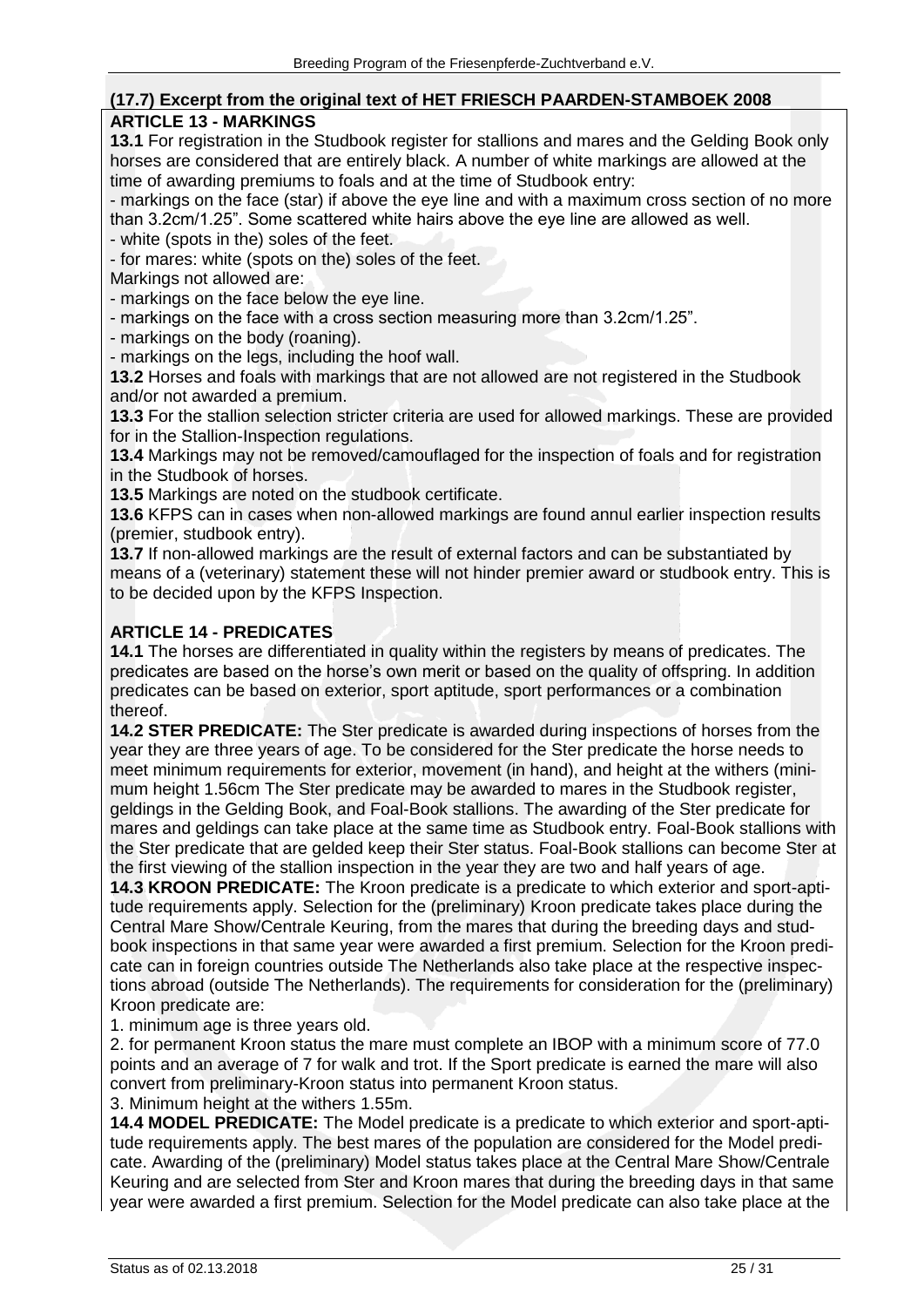## (17.7) Excerpt from the original text of HET FRIESCH PAARDEN-STAMBOEK 2008

### ARTICLE 13 - MARKINGS

**13.1** For registration in the Studbook register for stallions and mares and the Gelding Book only horses are considered that are entirely black. A number of white markings are allowed at the time of awarding premiums to foals and at the time of Studbook entry:

- markings on the face (star) if above the eye line and with a maximum cross section of no more than 3.2cm/1.25". Some scattered white hairs above the eye line are allowed as well.
- white (spots in the) soles of the feet.
- for mares: white (spots on the) soles of the feet.

Markings not allowed are:

- markings on the face below the eye line.
- markings on the face with a cross section measuring more than 3.2cm/1.25".
- markings on the body (roaning).
- markings on the legs, including the hoof wall.

**13.2** Horses and foals with markings that are not allowed are not registered in the Studbook and/or not awarded a premium.

**13.3** For the stallion selection stricter criteria are used for allowed markings. These are provided for in the Stallion-Inspection regulations.

**13.4** Markings may not be removed/camouflaged for the inspection of foals and for registration in the Studbook of horses.

**13.5** Markings are noted on the studbook certificate.

**13.6** KFPS can in cases when non-allowed markings are found annul earlier inspection results (premier, studbook entry).

**13.7** If non-allowed markings are the result of external factors and can be substantiated by means of a (veterinary) statement these will not hinder premier award or studbook entry. This is to be decided upon by the KFPS Inspection.

### ARTICLE 14 - PREDICATES

**14.1** The horses are differentiated in quality within the registers by means of predicates. The predicates are based on the horse's own merit or based on the quality of offspring. In addition predicates can be based on exterior, sport aptitude, sport performances or a combination thereof.

**14.2 STER PREDICATE:** The Ster predicate is awarded during inspections of horses from the year they are three years of age. To be considered for the Ster predicate the horse needs to meet minimum requirements for exterior, movement (in hand), and height at the withers (minimum height 1.56cm The Ster predicate may be awarded to mares in the Studbook register, geldings in the Gelding Book, and Foal-Book stallions. The awarding of the Ster predicate for mares and geldings can take place at the same time as Studbook entry. Foal-Book stallions with the Ster predicate that are gelded keep their Ster status. Foal-Book stallions can become Ster at the first viewing of the stallion inspection in the year they are two and half years of age.

**14.3 KROON PREDICATE:** The Kroon predicate is a predicate to which exterior and sport-aptitude requirements apply. Selection for the (preliminary) Kroon predicate takes place during the Central Mare Show/Centrale Keuring, from the mares that during the breeding days and studbook inspections in that same year were awarded a first premium. Selection for the Kroon predicate can in foreign countries outside The Netherlands also take place at the respective inspections abroad (outside The Netherlands). The requirements for consideration for the (preliminary) Kroon predicate are:

1. minimum age is three years old.
2. for permanent Kroon status the mare must complete an IBOP with a minimum score of 77.0 points and an average of 7 for walk and trot. If the Sport predicate is earned the mare will also convert from preliminary-Kroon status into permanent Kroon status.
3. Minimum height at the withers 1.55m.

**14.4 MODEL PREDICATE:** The Model predicate is a predicate to which exterior and sport-aptitude requirements apply. The best mares of the population are considered for the Model predicate. Awarding of the (preliminary) Model status takes place at the Central Mare Show/Centrale Keuring and are selected from Ster and Kroon mares that during the breeding days in that same year were awarded a first premium. Selection for the Model predicate can also take place at the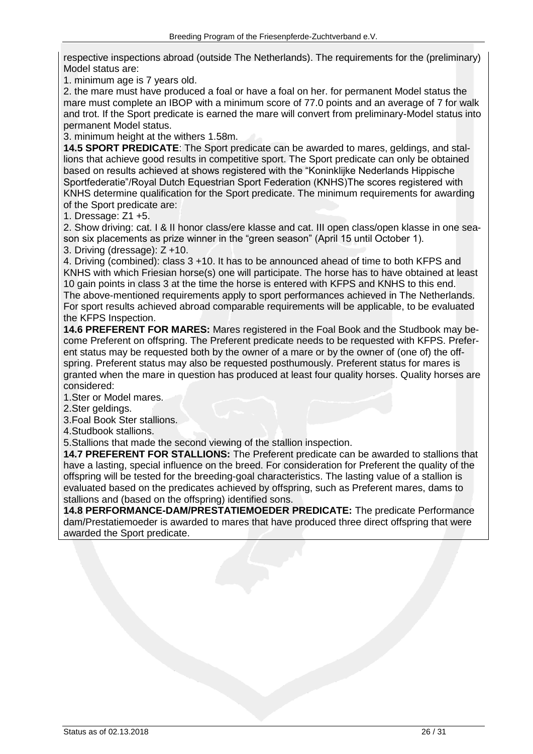respective inspections abroad (outside The Netherlands). The requirements for the (preliminary) Model status are:

1. minimum age is 7 years old.
2. the mare must have produced a foal or have a foal on her. for permanent Model status the mare must complete an IBOP with a minimum score of 77.0 points and an average of 7 for walk and trot. If the Sport predicate is earned the mare will convert from preliminary-Model status into permanent Model status.
3. minimum height at the withers 1.58m.

**14.5 SPORT PREDICATE**: The Sport predicate can be awarded to mares, geldings, and stallions that achieve good results in competitive sport. The Sport predicate can only be obtained based on results achieved at shows registered with the "Koninklijke Nederlands Hippische Sportfederatie"/Royal Dutch Equestrian Sport Federation (KNHS)The scores registered with KNHS determine qualification for the Sport predicate. The minimum requirements for awarding of the Sport predicate are:

1. Dressage: Z1 +5.
2. Show driving: cat. I & II honor class/ere klasse and cat. III open class/open klasse in one season six placements as prize winner in the "green season" (April 15 until October 1).
3. Driving (dressage): Z +10.
4. Driving (combined): class 3 +10. It has to be announced ahead of time to both KFPS and KNHS with which Friesian horse(s) one will participate. The horse has to have obtained at least 10 gain points in class 3 at the time the horse is entered with KFPS and KNHS to this end.

The above-mentioned requirements apply to sport performances achieved in The Netherlands. For sport results achieved abroad comparable requirements will be applicable, to be evaluated the KFPS Inspection.

**14.6 PREFERENT FOR MARES:** Mares registered in the Foal Book and the Studbook may become Preferent on offspring. The Preferent predicate needs to be requested with KFPS. Preferent status may be requested both by the owner of a mare or by the owner of (one of) the offspring. Preferent status may also be requested posthumously. Preferent status for mares is granted when the mare in question has produced at least four quality horses. Quality horses are considered:

1. Ster or Model mares.
2. Ster geldings.
3. Foal Book Ster stallions.
4. Studbook stallions.
5. Stallions that made the second viewing of the stallion inspection.

**14.7 PREFERENT FOR STALLIONS:** The Preferent predicate can be awarded to stallions that have a lasting, special influence on the breed. For consideration for Preferent the quality of the offspring will be tested for the breeding-goal characteristics. The lasting value of a stallion is evaluated based on the predicates achieved by offspring, such as Preferent mares, dams to stallions and (based on the offspring) identified sons.

**14.8 PERFORMANCE-DAM/PRESTATIEMOEDER PREDICATE:** The predicate Performance dam/Prestatiemoeder is awarded to mares that have produced three direct offspring that were awarded the Sport predicate.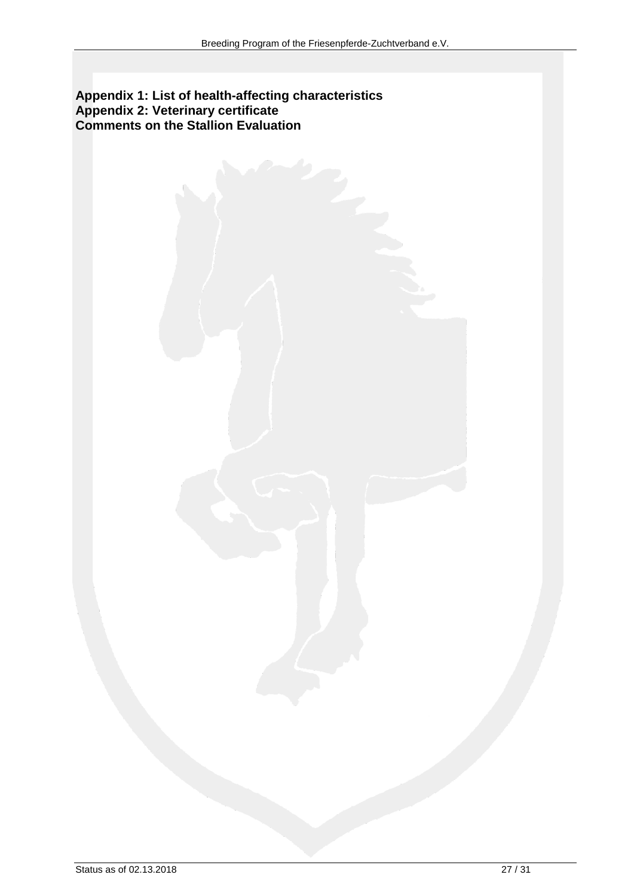**Appendix 1: List of health-affecting characteristics**
**Appendix 2: Veterinary certificate**
**Comments on the Stallion Evaluation**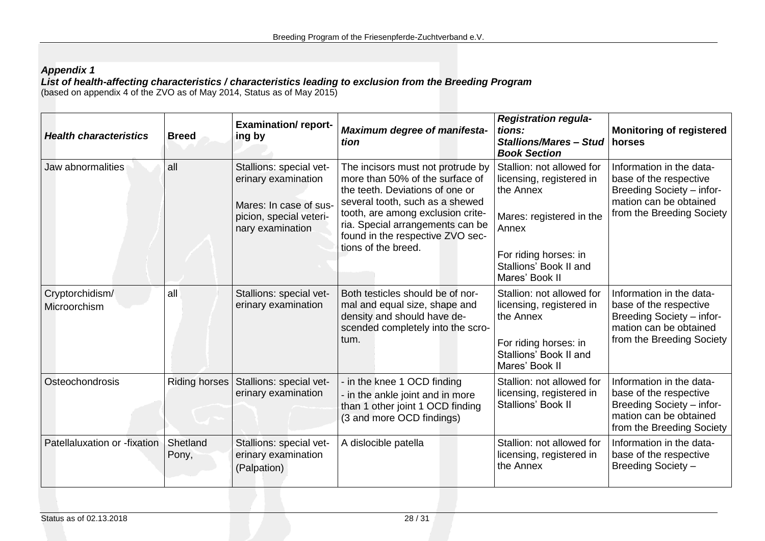***Appendix 1***

***List of health-affecting characteristics / characteristics leading to exclusion from the Breeding Program***

(based on appendix 4 of the ZVO as of May 2014, Status as of May 2015)

| ***Health characteristics*** | **Breed** | **Examination/ reporting by** | ***Maximum degree of manifestation*** | ***Registration regulations: Stallions/Mares – Stud Book Section*** | **Monitoring of registered horses** |
|---|---|---|---|---|---|
| Jaw abnormalities | all | Stallions: special veterinary examination<br><br>Mares: In case of suspicion, special veterinary examination | The incisors must not protrude by more than 50% of the surface of the teeth. Deviations of one or several tooth, such as a shewed tooth, are among exclusion criteria. Special arrangements can be found in the respective ZVO sections of the breed. | Stallion: not allowed for licensing, registered in the Annex<br><br>Mares: registered in the Annex<br><br>For riding horses: in Stallions' Book II and Mares' Book II | Information in the database of the respective Breeding Society – information can be obtained from the Breeding Society |
| Cryptorchidism/ Microorchism | all | Stallions: special veterinary examination | Both testicles should be of normal and equal size, shape and density and should have descended completely into the scrotum. | Stallion: not allowed for licensing, registered in the Annex<br><br>For riding horses: in Stallions' Book II and Mares' Book II | Information in the database of the respective Breeding Society – information can be obtained from the Breeding Society |
| Osteochondrosis | Riding horses | Stallions: special veterinary examination | - in the knee 1 OCD finding<br>- in the ankle joint and in more than 1 other joint 1 OCD finding (3 and more OCD findings) | Stallion: not allowed for licensing, registered in Stallions' Book II | Information in the database of the respective Breeding Society – information can be obtained from the Breeding Society |
| Patellaluxation or -fixation | Shetland Pony, | Stallions: special veterinary examination (Palpation) | A dislocible patella | Stallion: not allowed for licensing, registered in the Annex | Information in the database of the respective Breeding Society – |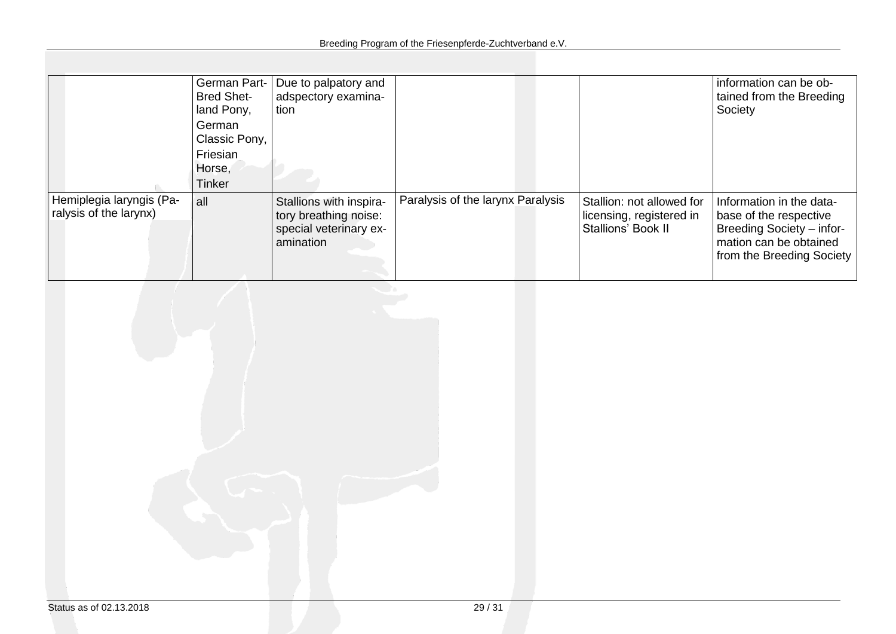| | | | | | |
|---|---|---|---|---|---|
| | German Part-Bred Shetland Pony, German Classic Pony, Friesian Horse, Tinker | Due to palpatory and adspectory examination | | | information can be obtained from the Breeding Society |
| Hemiplegia laryngis (Paralysis of the larynx) | all | Stallions with inspiratory breathing noise: special veterinary examination | Paralysis of the larynx Paralysis | Stallion: not allowed for licensing, registered in Stallions' Book II | Information in the database of the respective Breeding Society – information can be obtained from the Breeding Society |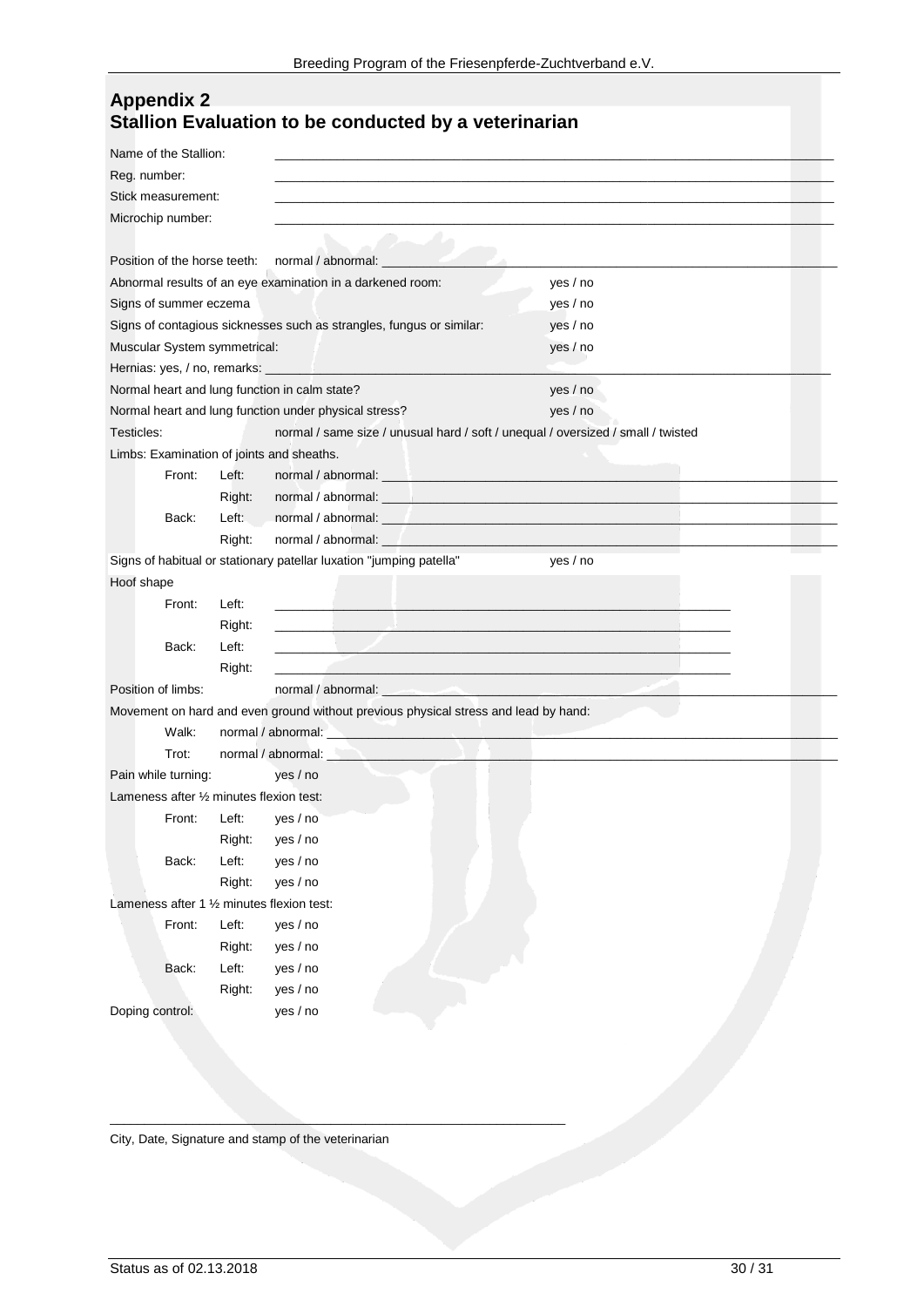## Appendix 2
## Stallion Evaluation to be conducted by a veterinarian

Name of the Stallion: ______________________________

Reg. number: ______________________________

Stick measurement: ______________________________

Microchip number: ______________________________

Position of the horse teeth: normal / abnormal: ______________________________

Abnormal results of an eye examination in a darkened room: yes / no

Signs of summer eczema yes / no

Signs of contagious sicknesses such as strangles, fungus or similar: yes / no

Muscular System symmetrical: yes / no

Hernias: yes, / no, remarks: ______________________________

Normal heart and lung function in calm state? yes / no

Normal heart and lung function under physical stress? yes / no

Testicles: normal / same size / unusual hard / soft / unequal / oversized / small / twisted

Limbs: Examination of joints and sheaths.

- Front: Left: normal / abnormal: ______________________________
- Front: Right: normal / abnormal: ______________________________
- Back: Left: normal / abnormal: ______________________________
- Back: Right: normal / abnormal: ______________________________

Signs of habitual or stationary patellar luxation "jumping patella" yes / no

Hoof shape

- Front: Left: ______________________________
- Front: Right: ______________________________
- Back: Left: ______________________________
- Back: Right: ______________________________

Position of limbs: normal / abnormal: ______________________________

Movement on hard and even ground without previous physical stress and lead by hand:

- Walk: normal / abnormal: ______________________________
- Trot: normal / abnormal: ______________________________

Pain while turning: yes / no

Lameness after ½ minutes flexion test:

- Front: Left: yes / no
- Front: Right: yes / no
- Back: Left: yes / no
- Back: Right: yes / no

Lameness after 1 ½ minutes flexion test:

- Front: Left: yes / no
- Front: Right: yes / no
- Back: Left: yes / no
- Back: Right: yes / no

Doping control: yes / no

______________________________

City, Date, Signature and stamp of the veterinarian

Status as of 02.13.2018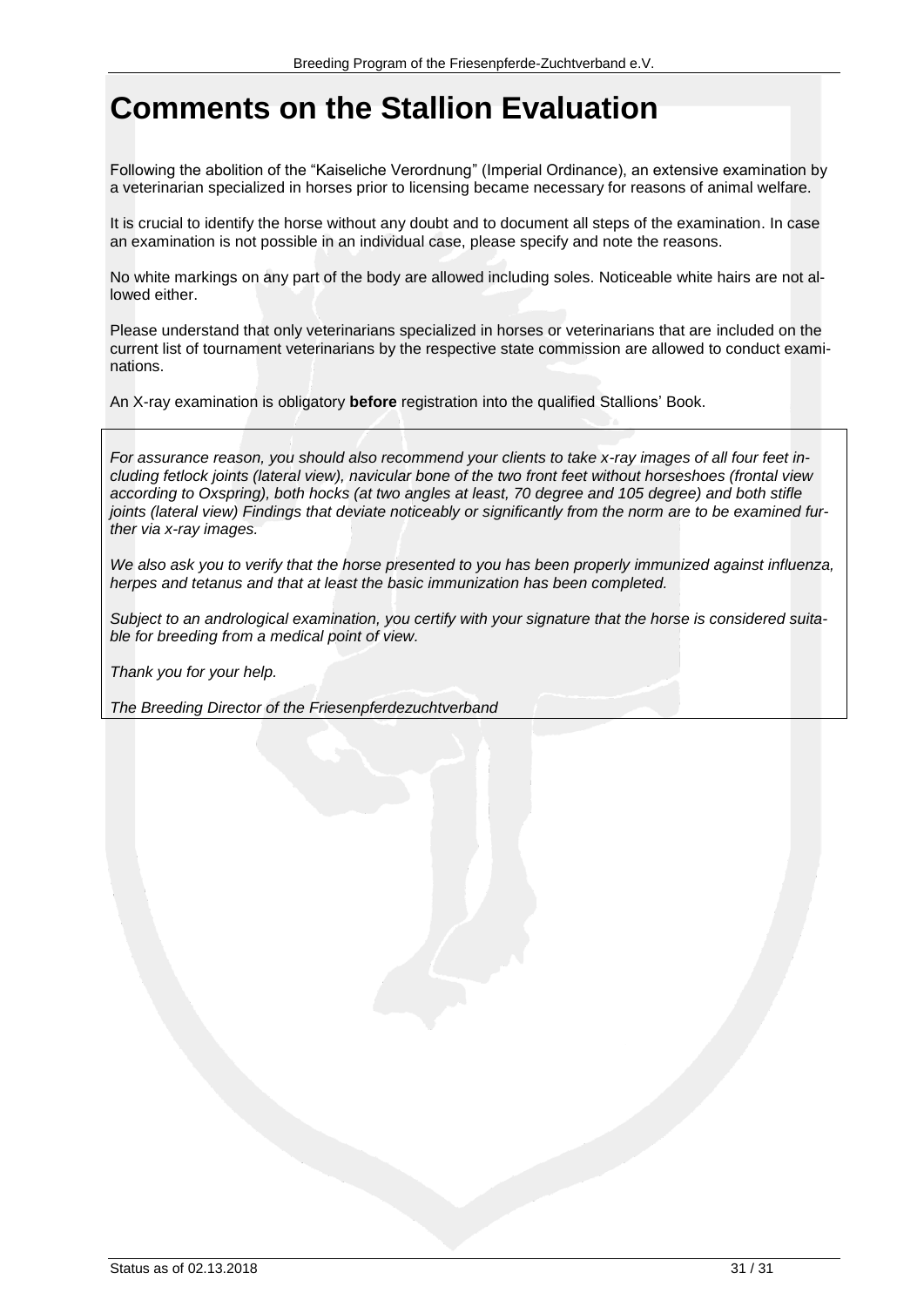# Comments on the Stallion Evaluation

Following the abolition of the "Kaiseliche Verordnung" (Imperial Ordinance), an extensive examination by a veterinarian specialized in horses prior to licensing became necessary for reasons of animal welfare.

It is crucial to identify the horse without any doubt and to document all steps of the examination. In case an examination is not possible in an individual case, please specify and note the reasons.

No white markings on any part of the body are allowed including soles. Noticeable white hairs are not allowed either.

Please understand that only veterinarians specialized in horses or veterinarians that are included on the current list of tournament veterinarians by the respective state commission are allowed to conduct examinations.

An X-ray examination is obligatory **before** registration into the qualified Stallions' Book.

*For assurance reason, you should also recommend your clients to take x-ray images of all four feet including fetlock joints (lateral view), navicular bone of the two front feet without horseshoes (frontal view according to Oxspring), both hocks (at two angles at least, 70 degree and 105 degree) and both stifle joints (lateral view) Findings that deviate noticeably or significantly from the norm are to be examined further via x-ray images.*

*We also ask you to verify that the horse presented to you has been properly immunized against influenza, herpes and tetanus and that at least the basic immunization has been completed.*

*Subject to an andrological examination, you certify with your signature that the horse is considered suitable for breeding from a medical point of view.*

*Thank you for your help.*

*The Breeding Director of the Friesenpferdezuchtverband*